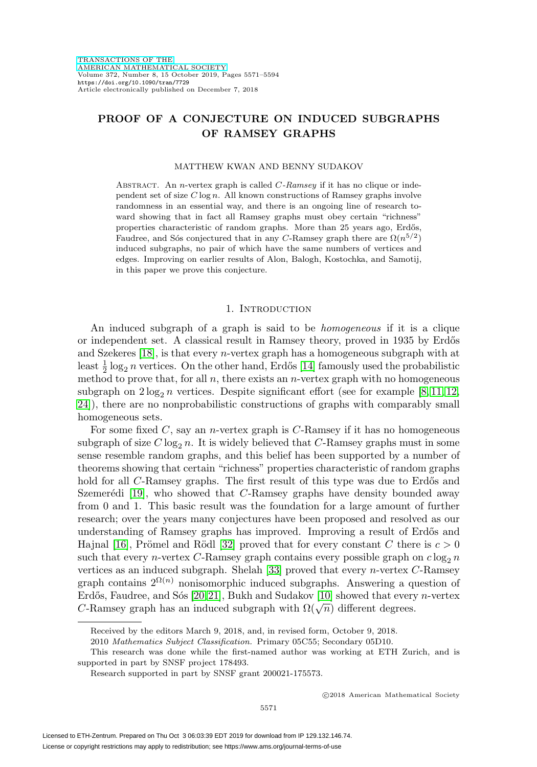# PROOF OF A CONJECTURE ON INDUCED SUBGRAPHS OF RAMSEY GRAPHS

MATTHEW KWAN AND BENNY SUDAKOV

Abstract. An $n$-vertex graph is called *$C$-Ramsey* if it has no clique or independent set of size $C \log n$. All known constructions of Ramsey graphs involve randomness in an essential way, and there is an ongoing line of research toward showing that in fact all Ramsey graphs must obey certain "richness" properties characteristic of random graphs. More than 25 years ago, Erdős, Faudree, and Sós conjectured that in any $C$-Ramsey graph there are $\Omega(n^{5/2})$ induced subgraphs, no pair of which have the same numbers of vertices and edges. Improving on earlier results of Alon, Balogh, Kostochka, and Samotij, in this paper we prove this conjecture.

## 1. Introduction

An induced subgraph of a graph is said to be *homogeneous* if it is a clique or independent set. A classical result in Ramsey theory, proved in 1935 by Erdős and Szekeres [18], is that every $n$-vertex graph has a homogeneous subgraph with at least $\frac{1}{2}\log_2 n$ vertices. On the other hand, Erdős [14] famously used the probabilistic method to prove that, for all $n$, there exists an $n$-vertex graph with no homogeneous subgraph on $2\log_2 n$ vertices. Despite significant effort (see for example [8, 11, 12, 24]), there are no nonprobabilistic constructions of graphs with comparably small homogeneous sets.

For some fixed $C$, say an $n$-vertex graph is $C$-Ramsey if it has no homogeneous subgraph of size $C\log_2 n$. It is widely believed that $C$-Ramsey graphs must in some sense resemble random graphs, and this belief has been supported by a number of theorems showing that certain "richness" properties characteristic of random graphs hold for all $C$-Ramsey graphs. The first result of this type was due to Erdős and Szemerédi [19], who showed that $C$-Ramsey graphs have density bounded away from 0 and 1. This basic result was the foundation for a large amount of further research; over the years many conjectures have been proposed and resolved as our understanding of Ramsey graphs has improved. Improving a result of Erdős and Hajnal [16], Prömel and Rödl [32] proved that for every constant $C$ there is $c > 0$ such that every $n$-vertex $C$-Ramsey graph contains every possible graph on $c\log_2 n$ vertices as an induced subgraph. Shelah [33] proved that every $n$-vertex $C$-Ramsey graph contains $2^{\Omega(n)}$ nonisomorphic induced subgraphs. Answering a question of Erdős, Faudree, and Sós [20, 21], Bukh and Sudakov [10] showed that every $n$-vertex $C$-Ramsey graph has an induced subgraph with $\Omega(\sqrt{n})$ different degrees.

---

Received by the editors March 9, 2018, and, in revised form, October 9, 2018.

2010 *Mathematics Subject Classification.* Primary 05C55; Secondary 05D10.

This research was done while the first-named author was working at ETH Zurich, and is supported in part by SNSF project 178493.

Research supported in part by SNSF grant 200021-175573.

©2018 American Mathematical Society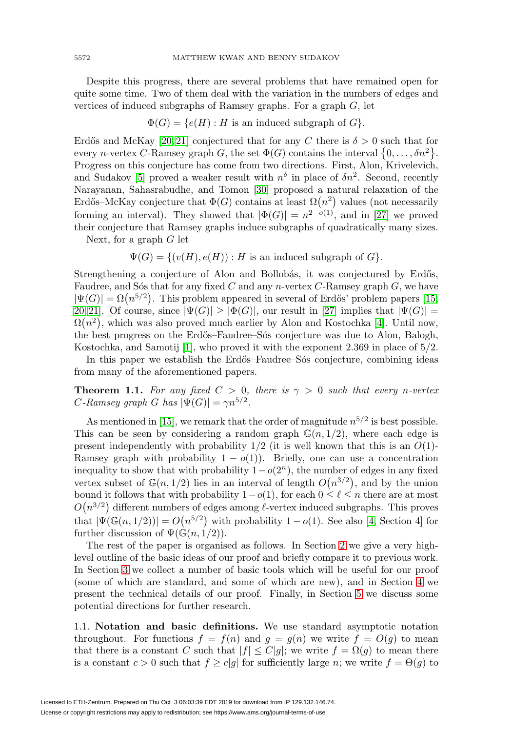Despite this progress, there are several problems that have remained open for quite some time. Two of them deal with the variation in the numbers of edges and vertices of induced subgraphs of Ramsey graphs. For a graph $G$, let

$$\Phi(G) = \{e(H) : H \text{ is an induced subgraph of } G\}.$$

Erdős and McKay [20, 21] conjectured that for any $C$ there is $\delta > 0$ such that for every $n$-vertex $C$-Ramsey graph $G$, the set $\Phi(G)$ contains the interval $\{0, \dots, \delta n^2\}$. Progress on this conjecture has come from two directions. First, Alon, Krivelevich, and Sudakov [5] proved a weaker result with $n^\delta$ in place of $\delta n^2$. Second, recently Narayanan, Sahasrabudhe, and Tomon [30] proposed a natural relaxation of the Erdős–McKay conjecture that $\Phi(G)$ contains at least $\Omega(n^2)$ values (not necessarily forming an interval). They showed that $|\Phi(G)| = n^{2-o(1)}$, and in [27] we proved their conjecture that Ramsey graphs induce subgraphs of quadratically many sizes.

Next, for a graph $G$ let

$$\Psi(G) = \{(v(H), e(H)) : H \text{ is an induced subgraph of } G\}.$$

Strengthening a conjecture of Alon and Bollobás, it was conjectured by Erdős, Faudree, and Sós that for any fixed $C$ and any $n$-vertex $C$-Ramsey graph $G$, we have $|\Psi(G)| = \Omega(n^{5/2})$. This problem appeared in several of Erdős' problem papers [15, 20, 21]. Of course, since $|\Psi(G)| \geq |\Phi(G)|$, our result in [27] implies that $|\Psi(G)| = \Omega(n^2)$, which was also proved much earlier by Alon and Kostochka [4]. Until now, the best progress on the Erdős–Faudree–Sós conjecture was due to Alon, Balogh, Kostochka, and Samotij [1], who proved it with the exponent 2.369 in place of $5/2$.

In this paper we establish the Erdős–Faudree–Sós conjecture, combining ideas from many of the aforementioned papers.

**Theorem 1.1.** *For any fixed $C > 0$, there is $\gamma > 0$ such that every $n$-vertex $C$-Ramsey graph $G$ has $|\Psi(G)| = \gamma n^{5/2}$.*

As mentioned in [15], we remark that the order of magnitude $n^{5/2}$ is best possible. This can be seen by considering a random graph $\mathbb{G}(n, 1/2)$, where each edge is present independently with probability $1/2$ (it is well known that this is an $O(1)$-Ramsey graph with probability $1 - o(1)$). Briefly, one can use a concentration inequality to show that with probability $1 - o(2^n)$, the number of edges in any fixed vertex subset of $\mathbb{G}(n, 1/2)$ lies in an interval of length $O(n^{3/2})$, and by the union bound it follows that with probability $1 - o(1)$, for each $0 \leq \ell \leq n$ there are at most $O(n^{3/2})$ different numbers of edges among $\ell$-vertex induced subgraphs. This proves that $|\Psi(\mathbb{G}(n, 1/2))| = O(n^{5/2})$ with probability $1 - o(1)$. See also [4, Section 4] for further discussion of $\Psi(\mathbb{G}(n, 1/2))$.

The rest of the paper is organised as follows. In Section 2 we give a very high-level outline of the basic ideas of our proof and briefly compare it to previous work. In Section 3 we collect a number of basic tools which will be useful for our proof (some of which are standard, and some of which are new), and in Section 4 we present the technical details of our proof. Finally, in Section 5 we discuss some potential directions for further research.

### 1.1. Notation and basic definitions.

We use standard asymptotic notation throughout. For functions $f = f(n)$ and $g = g(n)$ we write $f = O(g)$ to mean that there is a constant $C$ such that $|f| \leq C|g|$; we write $f = \Omega(g)$ to mean there is a constant $c > 0$ such that $f \geq c|g|$ for sufficiently large $n$; we write $f = \Theta(g)$ to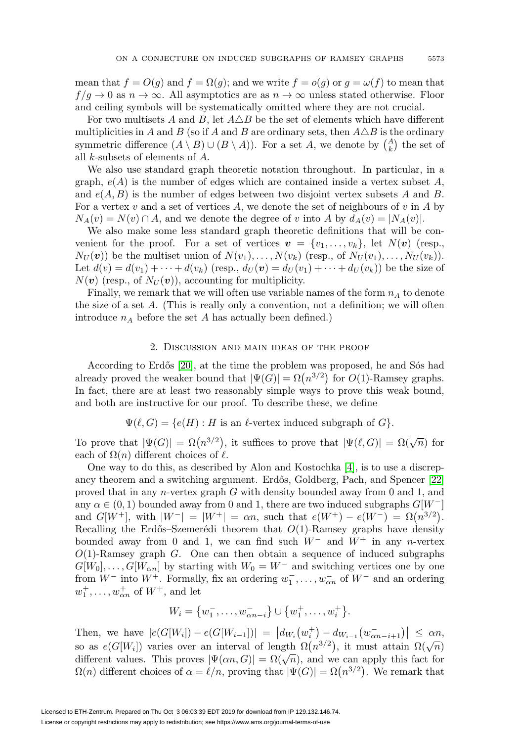mean that $f = O(g)$ and $f = \Omega(g)$; and we write $f = o(g)$ or $g = \omega(f)$ to mean that $f/g \to 0$ as $n \to \infty$. All asymptotics are as $n \to \infty$ unless stated otherwise. Floor and ceiling symbols will be systematically omitted where they are not crucial.

For two multisets $A$ and $B$, let $A \triangle B$ be the set of elements which have different multiplicities in $A$ and $B$ (so if $A$ and $B$ are ordinary sets, then $A \triangle B$ is the ordinary symmetric difference $(A \setminus B) \cup (B \setminus A)$). For a set $A$, we denote by $\binom{A}{k}$ the set of all $k$-subsets of elements of $A$.

We also use standard graph theoretic notation throughout. In particular, in a graph, $e(A)$ is the number of edges which are contained inside a vertex subset $A$, and $e(A, B)$ is the number of edges between two disjoint vertex subsets $A$ and $B$. For a vertex $v$ and a set of vertices $A$, we denote the set of neighbours of $v$ in $A$ by $N_A(v) = N(v) \cap A$, and we denote the degree of $v$ into $A$ by $d_A(v) = |N_A(v)|$.

We also make some less standard graph theoretic definitions that will be convenient for the proof. For a set of vertices $\boldsymbol{v} = \{v_1, \ldots, v_k\}$, let $N(\boldsymbol{v})$ (resp., $N_U(\boldsymbol{v})$) be the multiset union of $N(v_1), \ldots, N(v_k)$ (resp., of $N_U(v_1), \ldots, N_U(v_k)$). Let $d(v) = d(v_1) + \cdots + d(v_k)$ (resp., $d_U(\boldsymbol{v}) = d_U(v_1) + \cdots + d_U(v_k)$) be the size of $N(\boldsymbol{v})$ (resp., of $N_U(\boldsymbol{v})$), accounting for multiplicity.

Finally, we remark that we will often use variable names of the form $n_A$ to denote the size of a set $A$. (This is really only a convention, not a definition; we will often introduce $n_A$ before the set $A$ has actually been defined.)

## 2. Discussion and main ideas of the proof

According to Erdős [20], at the time the problem was proposed, he and Sós had already proved the weaker bound that $|\Psi(G)| = \Omega(n^{3/2})$ for $O(1)$-Ramsey graphs. In fact, there are at least two reasonably simple ways to prove this weak bound, and both are instructive for our proof. To describe these, we define

$$\Psi(\ell, G) = \{e(H) : H \text{ is an } \ell\text{-vertex induced subgraph of } G\}.$$

To prove that $|\Psi(G)| = \Omega(n^{3/2})$, it suffices to prove that $|\Psi(\ell, G)| = \Omega(\sqrt{n})$ for each of $\Omega(n)$ different choices of $\ell$.

One way to do this, as described by Alon and Kostochka [4], is to use a discrepancy theorem and a switching argument. Erdős, Goldberg, Pach, and Spencer [22] proved that in any $n$-vertex graph $G$ with density bounded away from 0 and 1, and any $\alpha \in (0, 1)$ bounded away from 0 and 1, there are two induced subgraphs $G[W^-]$ and $G[W^+]$, with $|W^-| = |W^+| = \alpha n$, such that $e(W^+) - e(W^-) = \Omega(n^{3/2})$. Recalling the Erdős–Szemerédi theorem that $O(1)$-Ramsey graphs have density bounded away from 0 and 1, we can find such $W^-$ and $W^+$ in any $n$-vertex $O(1)$-Ramsey graph $G$. One can then obtain a sequence of induced subgraphs $G[W_0], \ldots, G[W_{\alpha n}]$ by starting with $W_0 = W^-$ and switching vertices one by one from $W^-$ into $W^+$. Formally, fix an ordering $w_1^-, \ldots, w_{\alpha n}^-$ of $W^-$ and an ordering $w_1^+, \ldots, w_{\alpha n}^+$ of $W^+$, and let

$$W_i = \{w_1^-, \ldots, w_{\alpha n - i}^-\} \cup \{w_1^+, \ldots, w_i^+\}.$$

Then, we have $|e(G[W_i]) - e(G[W_{i-1}])| = \left|d_{W_i}(w_i^+) - d_{W_{i-1}}(w_{\alpha n - i+1}^-)\right| \leq \alpha n$, so as $e(G[W_i])$ varies over an interval of length $\Omega(n^{3/2})$, it must attain $\Omega(\sqrt{n})$ different values. This proves $|\Psi(\alpha n, G)| = \Omega(\sqrt{n})$, and we can apply this fact for $\Omega(n)$ different choices of $\alpha = \ell/n$, proving that $|\Psi(G)| = \Omega(n^{3/2})$. We remark that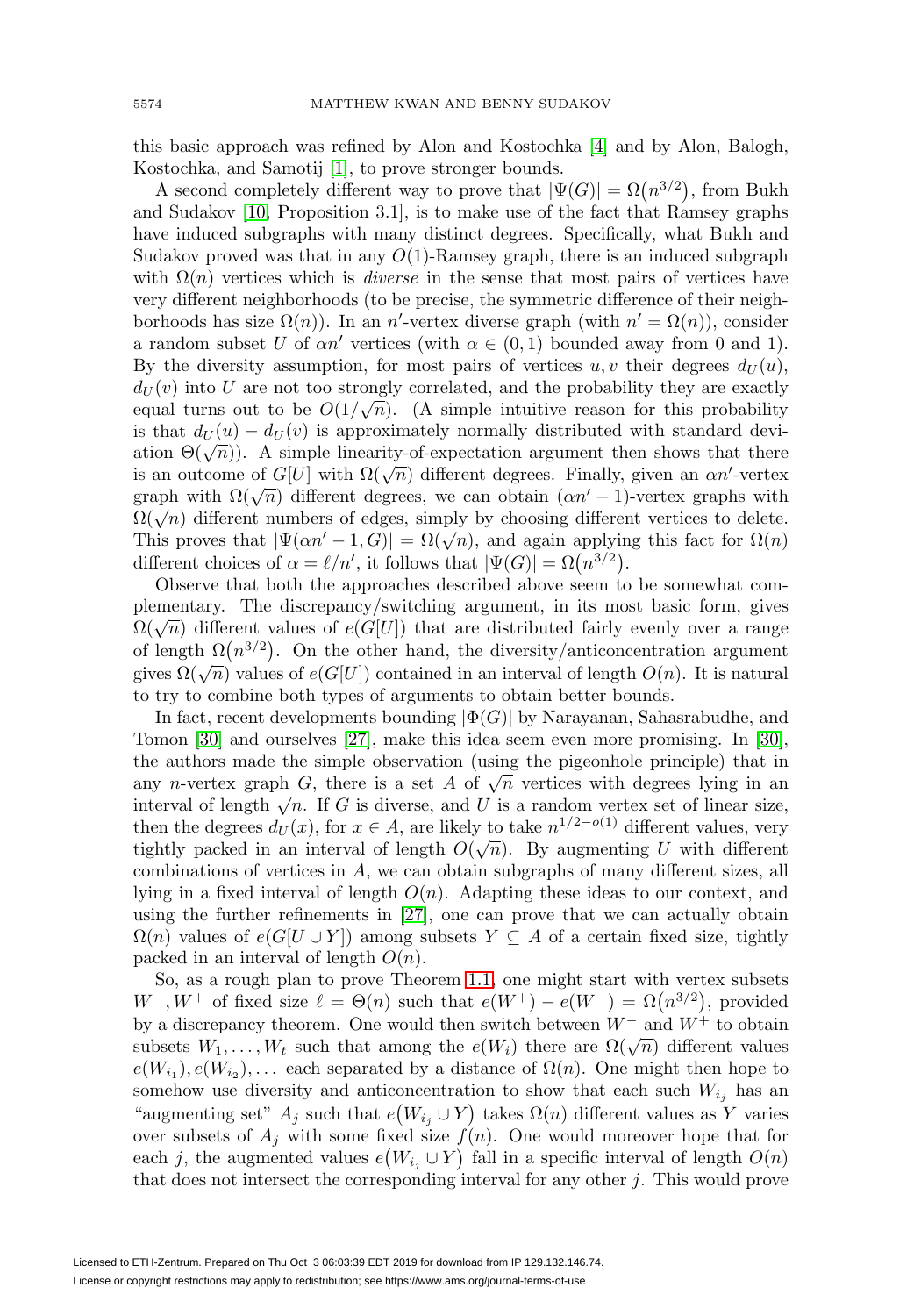this basic approach was refined by Alon and Kostochka [4] and by Alon, Balogh, Kostochka, and Samotij [1], to prove stronger bounds.

A second completely different way to prove that $|\Psi(G)| = \Omega(n^{3/2})$, from Bukh and Sudakov [10, Proposition 3.1], is to make use of the fact that Ramsey graphs have induced subgraphs with many distinct degrees. Specifically, what Bukh and Sudakov proved was that in any $O(1)$-Ramsey graph, there is an induced subgraph with $\Omega(n)$ vertices which is *diverse* in the sense that most pairs of vertices have very different neighborhoods (to be precise, the symmetric difference of their neighborhoods has size $\Omega(n)$). In an $n'$-vertex diverse graph (with $n' = \Omega(n)$), consider a random subset $U$ of $\alpha n'$ vertices (with $\alpha \in (0, 1)$ bounded away from 0 and 1). By the diversity assumption, for most pairs of vertices $u, v$ their degrees $d_U(u)$, $d_U(v)$ into $U$ are not too strongly correlated, and the probability they are exactly equal turns out to be $O(1/\sqrt{n})$. (A simple intuitive reason for this probability is that $d_U(u) - d_U(v)$ is approximately normally distributed with standard deviation $\Theta(\sqrt{n})$). A simple linearity-of-expectation argument then shows that there is an outcome of $G[U]$ with $\Omega(\sqrt{n})$ different degrees. Finally, given an $\alpha n'$-vertex graph with $\Omega(\sqrt{n})$ different degrees, we can obtain $(\alpha n' - 1)$-vertex graphs with $\Omega(\sqrt{n})$ different numbers of edges, simply by choosing different vertices to delete. This proves that $|\Psi(\alpha n' - 1, G)| = \Omega(\sqrt{n})$, and again applying this fact for $\Omega(n)$ different choices of $\alpha = \ell/n'$, it follows that $|\Psi(G)| = \Omega(n^{3/2})$.

Observe that both the approaches described above seem to be somewhat complementary. The discrepancy/switching argument, in its most basic form, gives $\Omega(\sqrt{n})$ different values of $e(G[U])$ that are distributed fairly evenly over a range of length $\Omega(n^{3/2})$. On the other hand, the diversity/anticoncentration argument gives $\Omega(\sqrt{n})$ values of $e(G[U])$ contained in an interval of length $O(n)$. It is natural to try to combine both types of arguments to obtain better bounds.

In fact, recent developments bounding $|\Phi(G)|$ by Narayanan, Sahasrabudhe, and Tomon [30] and ourselves [27], make this idea seem even more promising. In [30], the authors made the simple observation (using the pigeonhole principle) that in any $n$-vertex graph $G$, there is a set $A$ of $\sqrt{n}$ vertices with degrees lying in an interval of length $\sqrt{n}$. If $G$ is diverse, and $U$ is a random vertex set of linear size, then the degrees $d_U(x)$, for $x \in A$, are likely to take $n^{1/2-o(1)}$ different values, very tightly packed in an interval of length $O(\sqrt{n})$. By augmenting $U$ with different combinations of vertices in $A$, we can obtain subgraphs of many different sizes, all lying in a fixed interval of length $O(n)$. Adapting these ideas to our context, and using the further refinements in [27], one can prove that we can actually obtain $\Omega(n)$ values of $e(G[U \cup Y])$ among subsets $Y \subseteq A$ of a certain fixed size, tightly packed in an interval of length $O(n)$.

So, as a rough plan to prove Theorem 1.1, one might start with vertex subsets $W^-, W^+$ of fixed size $\ell = \Theta(n)$ such that $e(W^+) - e(W^-) = \Omega(n^{3/2})$, provided by a discrepancy theorem. One would then switch between $W^-$ and $W^+$ to obtain subsets $W_1, \ldots, W_t$ such that among the $e(W_i)$ there are $\Omega(\sqrt{n})$ different values $e(W_{i_1}), e(W_{i_2}), \ldots$ each separated by a distance of $\Omega(n)$. One might then hope to somehow use diversity and anticoncentration to show that each such $W_{i_j}$ has an "augmenting set" $A_j$ such that $e(W_{i_j} \cup Y)$ takes $\Omega(n)$ different values as $Y$ varies over subsets of $A_j$ with some fixed size $f(n)$. One would moreover hope that for each $j$, the augmented values $e(W_{i_j} \cup Y)$ fall in a specific interval of length $O(n)$ that does not intersect the corresponding interval for any other $j$. This would prove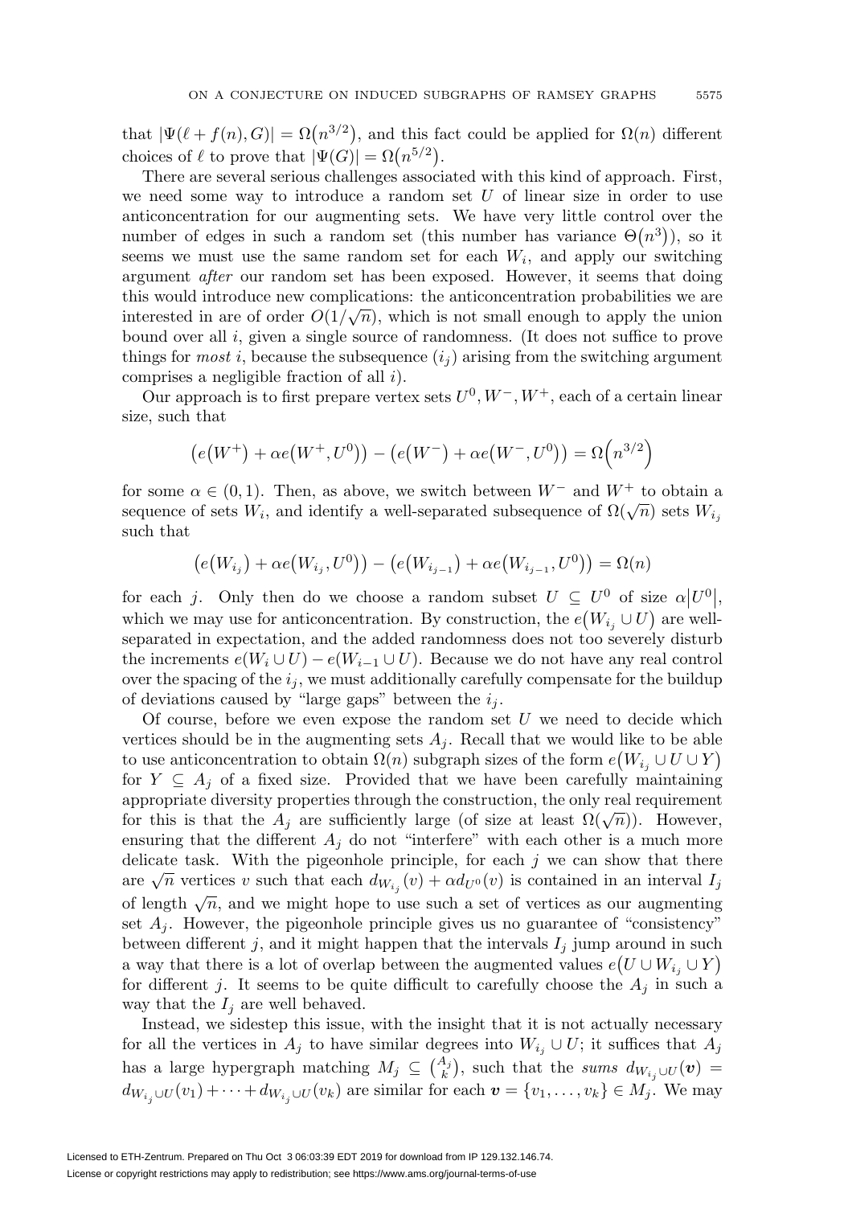that $|\Psi(\ell + f(n), G)| = \Omega\big(n^{3/2}\big)$, and this fact could be applied for $\Omega(n)$ different choices of $\ell$ to prove that $|\Psi(G)| = \Omega\big(n^{5/2}\big)$.

There are several serious challenges associated with this kind of approach. First, we need some way to introduce a random set $U$ of linear size in order to use anticoncentration for our augmenting sets. We have very little control over the number of edges in such a random set (this number has variance $\Theta\big(n^3\big)$), so it seems we must use the same random set for each $W_i$, and apply our switching argument *after* our random set has been exposed. However, it seems that doing this would introduce new complications: the anticoncentration probabilities we are interested in are of order $O(1/\sqrt{n})$, which is not small enough to apply the union bound over all $i$, given a single source of randomness. (It does not suffice to prove things for *most* $i$, because the subsequence $(i_j)$ arising from the switching argument comprises a negligible fraction of all $i$).

Our approach is to first prepare vertex sets $U^0, W^-, W^+$, each of a certain linear size, such that

$$\big(e\big(W^+\big) + \alpha e\big(W^+, U^0\big)\big) - \big(e\big(W^-\big) + \alpha e\big(W^-, U^0\big)\big) = \Omega\Big(n^{3/2}\Big)$$

for some $\alpha \in (0,1)$. Then, as above, we switch between $W^-$ and $W^+$ to obtain a sequence of sets $W_i$, and identify a well-separated subsequence of $\Omega(\sqrt{n})$ sets $W_{i_j}$ such that

$$\big(e\big(W_{i_j}\big) + \alpha e\big(W_{i_j}, U^0\big)\big) - \big(e\big(W_{i_{j-1}}\big) + \alpha e\big(W_{i_{j-1}}, U^0\big)\big) = \Omega(n)$$

for each $j$. Only then do we choose a random subset $U \subseteq U^0$ of size $\alpha\big|U^0\big|$, which we may use for anticoncentration. By construction, the $e\big(W_{i_j} \cup U\big)$ are well-separated in expectation, and the added randomness does not too severely disturb the increments $e(W_i \cup U) - e(W_{i-1} \cup U)$. Because we do not have any real control over the spacing of the $i_j$, we must additionally carefully compensate for the buildup of deviations caused by "large gaps" between the $i_j$.

Of course, before we even expose the random set $U$ we need to decide which vertices should be in the augmenting sets $A_j$. Recall that we would like to be able to use anticoncentration to obtain $\Omega(n)$ subgraph sizes of the form $e\big(W_{i_j} \cup U \cup Y\big)$ for $Y \subseteq A_j$ of a fixed size. Provided that we have been carefully maintaining appropriate diversity properties through the construction, the only real requirement for this is that the $A_j$ are sufficiently large (of size at least $\Omega(\sqrt{n})$). However, ensuring that the different $A_j$ do not "interfere" with each other is a much more delicate task. With the pigeonhole principle, for each $j$ we can show that there are $\sqrt{n}$ vertices $v$ such that each $d_{W_{i_j}}(v) + \alpha d_{U^0}(v)$ is contained in an interval $I_j$ of length $\sqrt{n}$, and we might hope to use such a set of vertices as our augmenting set $A_j$. However, the pigeonhole principle gives us no guarantee of "consistency" between different $j$, and it might happen that the intervals $I_j$ jump around in such a way that there is a lot of overlap between the augmented values $e\big(U \cup W_{i_j} \cup Y\big)$ for different $j$. It seems to be quite difficult to carefully choose the $A_j$ in such a way that the $I_j$ are well behaved.

Instead, we sidestep this issue, with the insight that it is not actually necessary for all the vertices in $A_j$ to have similar degrees into $W_{i_j} \cup U$; it suffices that $A_j$ has a large hypergraph matching $M_j \subseteq \binom{A_j}{k}$, such that the *sums* $d_{W_{i_j} \cup U}(\boldsymbol{v}) = d_{W_{i_j} \cup U}(v_1) + \cdots + d_{W_{i_j} \cup U}(v_k)$ are similar for each $\boldsymbol{v} = \{v_1, \ldots, v_k\} \in M_j$. We may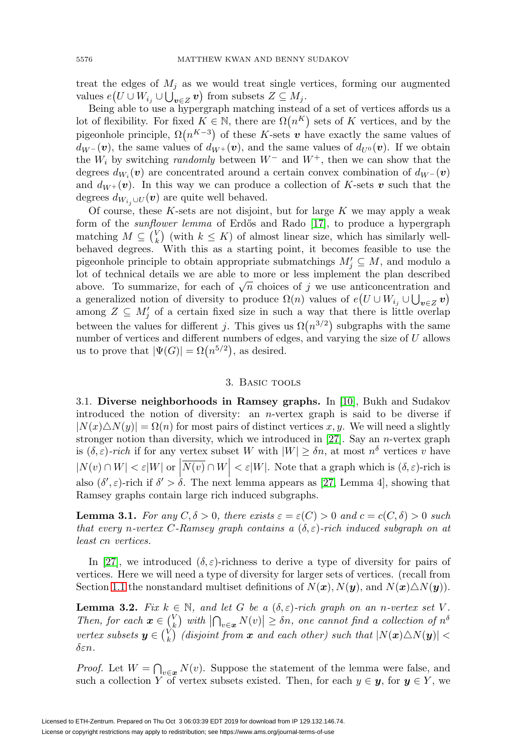treat the edges of $M_j$ as we would treat single vertices, forming our augmented values $e\big(U \cup W_{i_j} \cup \bigcup_{\boldsymbol{v}\in Z} \boldsymbol{v}\big)$ from subsets $Z \subseteq M_j$.

Being able to use a hypergraph matching instead of a set of vertices affords us a lot of flexibility. For fixed $K \in \mathbb{N}$, there are $\Omega\big(n^K\big)$ sets of $K$ vertices, and by the pigeonhole principle, $\Omega\big(n^{K-3}\big)$ of these $K$-sets $\boldsymbol{v}$ have exactly the same values of $d_{W^-}(\boldsymbol{v})$, the same values of $d_{W^+}(\boldsymbol{v})$, and the same values of $d_{U^0}(\boldsymbol{v})$. If we obtain the $W_i$ by switching *randomly* between $W^-$ and $W^+$, then we can show that the degrees $d_{W_i}(\boldsymbol{v})$ are concentrated around a certain convex combination of $d_{W^-}(\boldsymbol{v})$ and $d_{W^+}(\boldsymbol{v})$. In this way we can produce a collection of $K$-sets $\boldsymbol{v}$ such that the degrees $d_{W_{i_j}\cup U}(\boldsymbol{v})$ are quite well behaved.

Of course, these $K$-sets are not disjoint, but for large $K$ we may apply a weak form of the *sunflower lemma* of Erdős and Rado [17], to produce a hypergraph matching $M \subseteq \binom{V}{k}$ (with $k \le K$) of almost linear size, which has similarly well-behaved degrees. With this as a starting point, it becomes feasible to use the pigeonhole principle to obtain appropriate submatchings $M_j' \subseteq M$, and modulo a lot of technical details we are able to more or less implement the plan described above. To summarize, for each of $\sqrt{n}$ choices of $j$ we use anticoncentration and a generalized notion of diversity to produce $\Omega(n)$ values of $e\big(U \cup W_{i_j} \cup \bigcup_{\boldsymbol{v}\in Z} \boldsymbol{v}\big)$ among $Z \subseteq M_j'$ of a certain fixed size in such a way that there is little overlap between the values for different $j$. This gives us $\Omega\big(n^{3/2}\big)$ subgraphs with the same number of vertices and different numbers of edges, and varying the size of $U$ allows us to prove that $|\Psi(G)| = \Omega\big(n^{5/2}\big)$, as desired.

## 3. Basic tools

**3.1. Diverse neighborhoods in Ramsey graphs.** In [10], Bukh and Sudakov introduced the notion of diversity: an $n$-vertex graph is said to be diverse if $|N(x)\triangle N(y)| = \Omega(n)$ for most pairs of distinct vertices $x, y$. We will need a slightly stronger notion than diversity, which we introduced in [27]. Say an $n$-vertex graph is $(\delta,\varepsilon)$*-rich* if for any vertex subset $W$ with $|W| \ge \delta n$, at most $n^\delta$ vertices $v$ have $|N(v)\cap W| < \varepsilon|W|$ or $\left|\overline{N(v)}\cap W\right| < \varepsilon|W|$. Note that a graph which is $(\delta,\varepsilon)$-rich is also $(\delta',\varepsilon)$-rich if $\delta' > \delta$. The next lemma appears as [27, Lemma 4], showing that Ramsey graphs contain large rich induced subgraphs.

**Lemma 3.1.** *For any $C, \delta > 0$, there exists $\varepsilon = \varepsilon(C) > 0$ and $c = c(C,\delta) > 0$ such that every $n$-vertex $C$-Ramsey graph contains a $(\delta,\varepsilon)$-rich induced subgraph on at least $cn$ vertices.*

In [27], we introduced $(\delta,\varepsilon)$-richness to derive a type of diversity for pairs of vertices. Here we will need a type of diversity for larger sets of vertices. (recall from Section 1.1 the nonstandard multiset definitions of $N(\boldsymbol{x}), N(\boldsymbol{y})$, and $N(\boldsymbol{x})\triangle N(\boldsymbol{y})$).

**Lemma 3.2.** *Fix $k \in \mathbb{N}$, and let $G$ be a $(\delta,\varepsilon)$-rich graph on an $n$-vertex set $V$. Then, for each $\boldsymbol{x} \in \binom{V}{k}$ with $\left|\bigcap_{v\in\boldsymbol{x}} N(v)\right| \ge \delta n$, one cannot find a collection of $n^\delta$ vertex subsets $\boldsymbol{y} \in \binom{V}{k}$ (disjoint from $\boldsymbol{x}$ and each other) such that $|N(\boldsymbol{x})\triangle N(\boldsymbol{y})| < \delta\varepsilon n$.*

*Proof.* Let $W = \bigcap_{v\in\boldsymbol{x}} N(v)$. Suppose the statement of the lemma were false, and such a collection $Y$ of vertex subsets existed. Then, for each $y \in \boldsymbol{y}$, for $\boldsymbol{y} \in Y$, we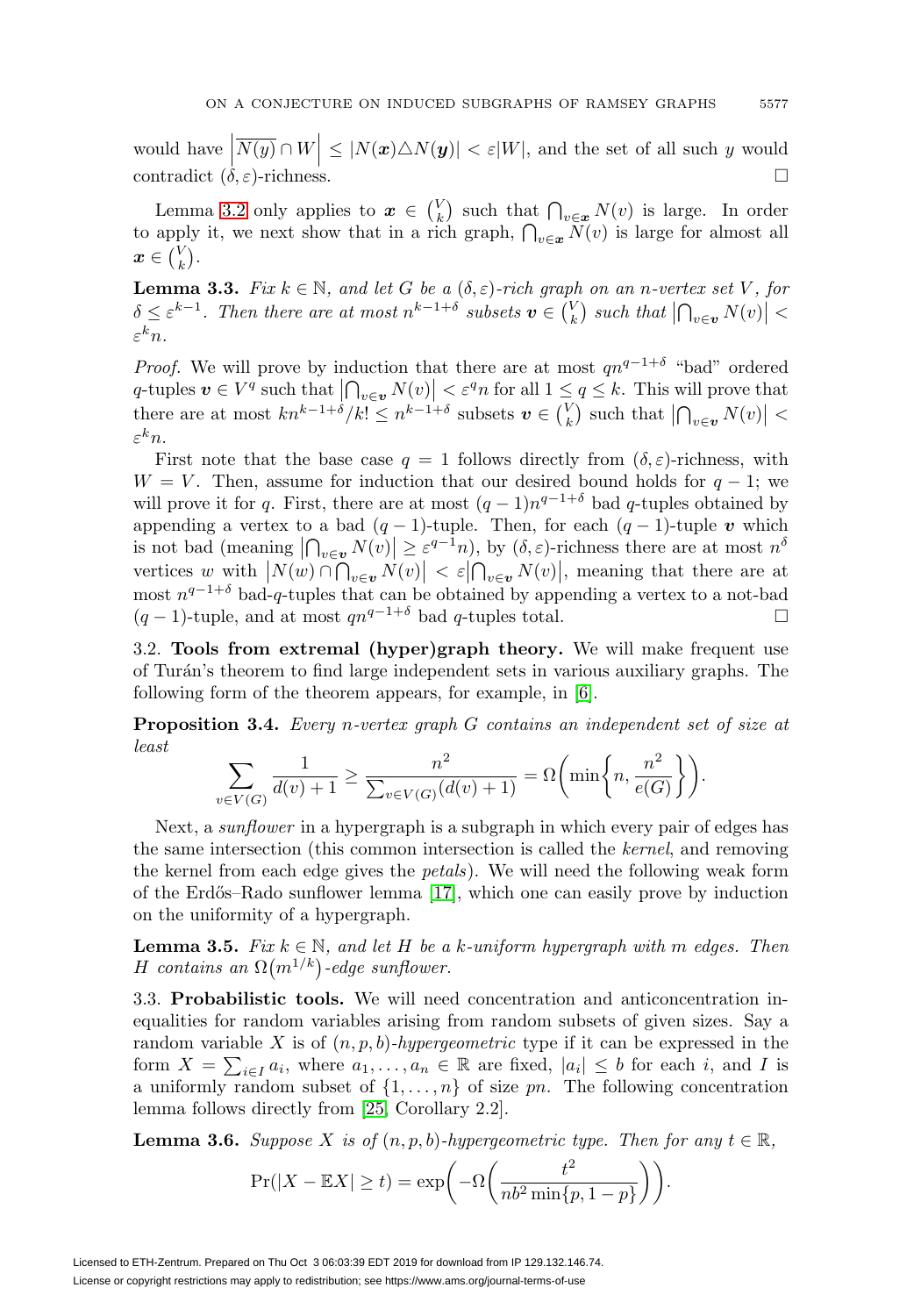would have $\left|\overline{N(y)} \cap W\right| \le |N(\boldsymbol{x}) \triangle N(\boldsymbol{y})| < \varepsilon|W|$, and the set of all such $y$ would contradict $(\delta, \varepsilon)$-richness. $\square$

Lemma 3.2 only applies to $\boldsymbol{x} \in \binom{V}{k}$ such that $\bigcap_{v \in \boldsymbol{x}} N(v)$ is large. In order to apply it, we next show that in a rich graph, $\bigcap_{v \in \boldsymbol{x}} N(v)$ is large for almost all $\boldsymbol{x} \in \binom{V}{k}$.

**Lemma 3.3.** *Fix $k \in \mathbb{N}$, and let $G$ be a $(\delta, \varepsilon)$-rich graph on an $n$-vertex set $V$, for $\delta \le \varepsilon^{k-1}$. Then there are at most $n^{k-1+\delta}$ subsets $\boldsymbol{v} \in \binom{V}{k}$ such that $\left|\bigcap_{v \in \boldsymbol{v}} N(v)\right| < \varepsilon^k n$.*

*Proof.* We will prove by induction that there are at most $qn^{q-1+\delta}$ "bad" ordered $q$-tuples $\boldsymbol{v} \in V^q$ such that $\left|\bigcap_{v \in \boldsymbol{v}} N(v)\right| < \varepsilon^q n$ for all $1 \le q \le k$. This will prove that there are at most $kn^{k-1+\delta}/k! \le n^{k-1+\delta}$ subsets $\boldsymbol{v} \in \binom{V}{k}$ such that $\left|\bigcap_{v \in \boldsymbol{v}} N(v)\right| < \varepsilon^k n$.

First note that the base case $q = 1$ follows directly from $(\delta, \varepsilon)$-richness, with $W = V$. Then, assume for induction that our desired bound holds for $q - 1$; we will prove it for $q$. First, there are at most $(q-1)n^{q-1+\delta}$ bad $q$-tuples obtained by appending a vertex to a bad $(q-1)$-tuple. Then, for each $(q-1)$-tuple $\boldsymbol{v}$ which is not bad (meaning $\left|\bigcap_{v \in \boldsymbol{v}} N(v)\right| \ge \varepsilon^{q-1} n$), by $(\delta, \varepsilon)$-richness there are at most $n^\delta$ vertices $w$ with $\left|N(w) \cap \bigcap_{v \in \boldsymbol{v}} N(v)\right| < \varepsilon\left|\bigcap_{v \in \boldsymbol{v}} N(v)\right|$, meaning that there are at most $n^{q-1+\delta}$ bad-$q$-tuples that can be obtained by appending a vertex to a not-bad $(q-1)$-tuple, and at most $qn^{q-1+\delta}$ bad $q$-tuples total. $\square$

### 3.2. Tools from extremal (hyper)graph theory.

We will make frequent use of Turán's theorem to find large independent sets in various auxiliary graphs. The following form of the theorem appears, for example, in [6].

**Proposition 3.4.** *Every $n$-vertex graph $G$ contains an independent set of size at least*

$$\sum_{v \in V(G)} \frac{1}{d(v)+1} \ge \frac{n^2}{\sum_{v \in V(G)}(d(v)+1)} = \Omega\left(\min\left\{n, \frac{n^2}{e(G)}\right\}\right).$$

Next, a *sunflower* in a hypergraph is a subgraph in which every pair of edges has the same intersection (this common intersection is called the *kernel*, and removing the kernel from each edge gives the *petals*). We will need the following weak form of the Erdős–Rado sunflower lemma [17], which one can easily prove by induction on the uniformity of a hypergraph.

**Lemma 3.5.** *Fix $k \in \mathbb{N}$, and let $H$ be a $k$-uniform hypergraph with $m$ edges. Then $H$ contains an $\Omega(m^{1/k})$-edge sunflower.*

### 3.3. Probabilistic tools.

We will need concentration and anticoncentration inequalities for random variables arising from random subsets of given sizes. Say a random variable $X$ is of $(n, p, b)$-*hypergeometric* type if it can be expressed in the form $X = \sum_{i \in I} a_i$, where $a_1, \ldots, a_n \in \mathbb{R}$ are fixed, $|a_i| \le b$ for each $i$, and $I$ is a uniformly random subset of $\{1, \ldots, n\}$ of size $pn$. The following concentration lemma follows directly from [25, Corollary 2.2].

**Lemma 3.6.** *Suppose $X$ is of $(n, p, b)$-hypergeometric type. Then for any $t \in \mathbb{R}$,*

$$\Pr(|X - \mathbb{E}X| \ge t) = \exp\left(-\Omega\left(\frac{t^2}{nb^2 \min\{p, 1-p\}}\right)\right).$$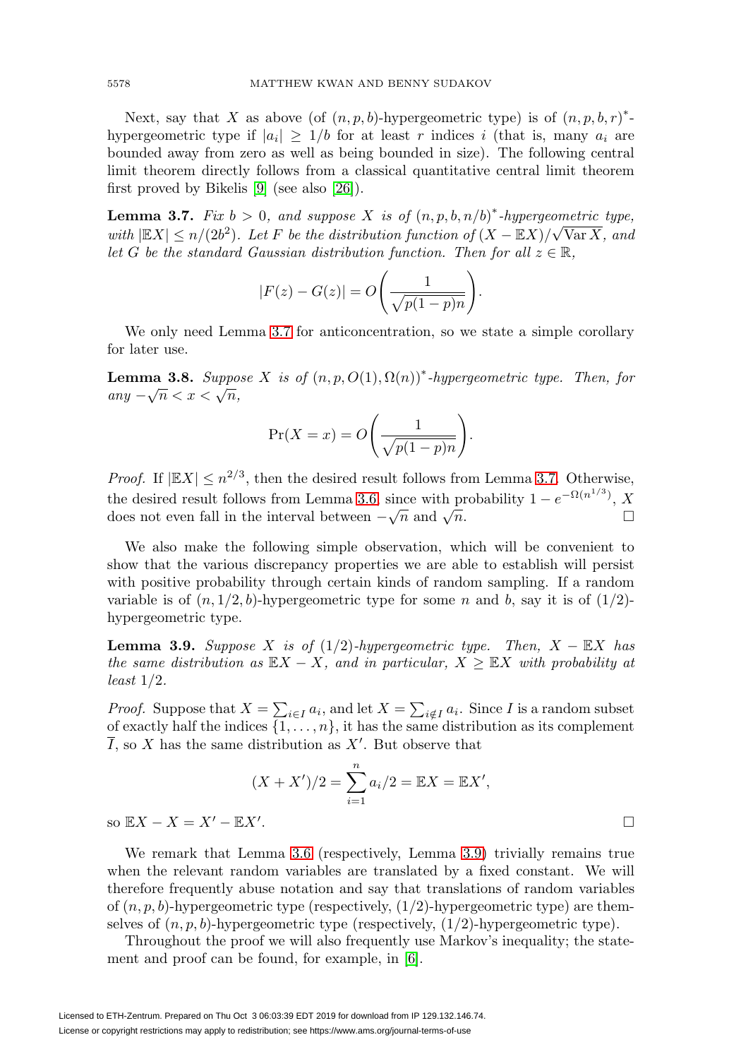Next, say that $X$ as above (of $(n,p,b)$-hypergeometric type) is of $(n,p,b,r)^*$-hypergeometric type if $|a_i| \geq 1/b$ for at least $r$ indices $i$ (that is, many $a_i$ are bounded away from zero as well as being bounded in size). The following central limit theorem directly follows from a classical quantitative central limit theorem first proved by Bikelis [9] (see also [26]).

**Lemma 3.7.** *Fix $b > 0$, and suppose $X$ is of $(n,p,b,n/b)^*$-hypergeometric type, with $|\mathbb{E}X| \leq n/(2b^2)$. Let $F$ be the distribution function of $(X - \mathbb{E}X)/\sqrt{\operatorname{Var} X}$, and let $G$ be the standard Gaussian distribution function. Then for all $z \in \mathbb{R}$,*

$$|F(z) - G(z)| = O\left(\frac{1}{\sqrt{p(1-p)n}}\right).$$

We only need Lemma 3.7 for anticoncentration, so we state a simple corollary for later use.

**Lemma 3.8.** *Suppose $X$ is of $(n,p,O(1),\Omega(n))^*$-hypergeometric type. Then, for any $-\sqrt{n} < x < \sqrt{n}$,*

$$\Pr(X = x) = O\left(\frac{1}{\sqrt{p(1-p)n}}\right).$$

*Proof.* If $|\mathbb{E}X| \leq n^{2/3}$, then the desired result follows from Lemma 3.7. Otherwise, the desired result follows from Lemma 3.6, since with probability $1 - e^{-\Omega(n^{1/3})}$, $X$ does not even fall in the interval between $-\sqrt{n}$ and $\sqrt{n}$. □

We also make the following simple observation, which will be convenient to show that the various discrepancy properties we are able to establish will persist with positive probability through certain kinds of random sampling. If a random variable is of $(n,1/2,b)$-hypergeometric type for some $n$ and $b$, say it is of $(1/2)$-hypergeometric type.

**Lemma 3.9.** *Suppose $X$ is of $(1/2)$-hypergeometric type. Then, $X - \mathbb{E}X$ has the same distribution as $\mathbb{E}X - X$, and in particular, $X \geq \mathbb{E}X$ with probability at least $1/2$.*

*Proof.* Suppose that $X = \sum_{i \in I} a_i$, and let $X = \sum_{i \notin I} a_i$. Since $I$ is a random subset of exactly half the indices $\{1, \ldots, n\}$, it has the same distribution as its complement $\overline{I}$, so $X$ has the same distribution as $X'$. But observe that

$$(X + X')/2 = \sum_{i=1}^{n} a_i/2 = \mathbb{E}X = \mathbb{E}X',$$

so $\mathbb{E}X - X = X' - \mathbb{E}X'$. □

We remark that Lemma 3.6 (respectively, Lemma 3.9) trivially remains true when the relevant random variables are translated by a fixed constant. We will therefore frequently abuse notation and say that translations of random variables of $(n,p,b)$-hypergeometric type (respectively, $(1/2)$-hypergeometric type) are themselves of $(n,p,b)$-hypergeometric type (respectively, $(1/2)$-hypergeometric type).

Throughout the proof we will also frequently use Markov's inequality; the statement and proof can be found, for example, in [6].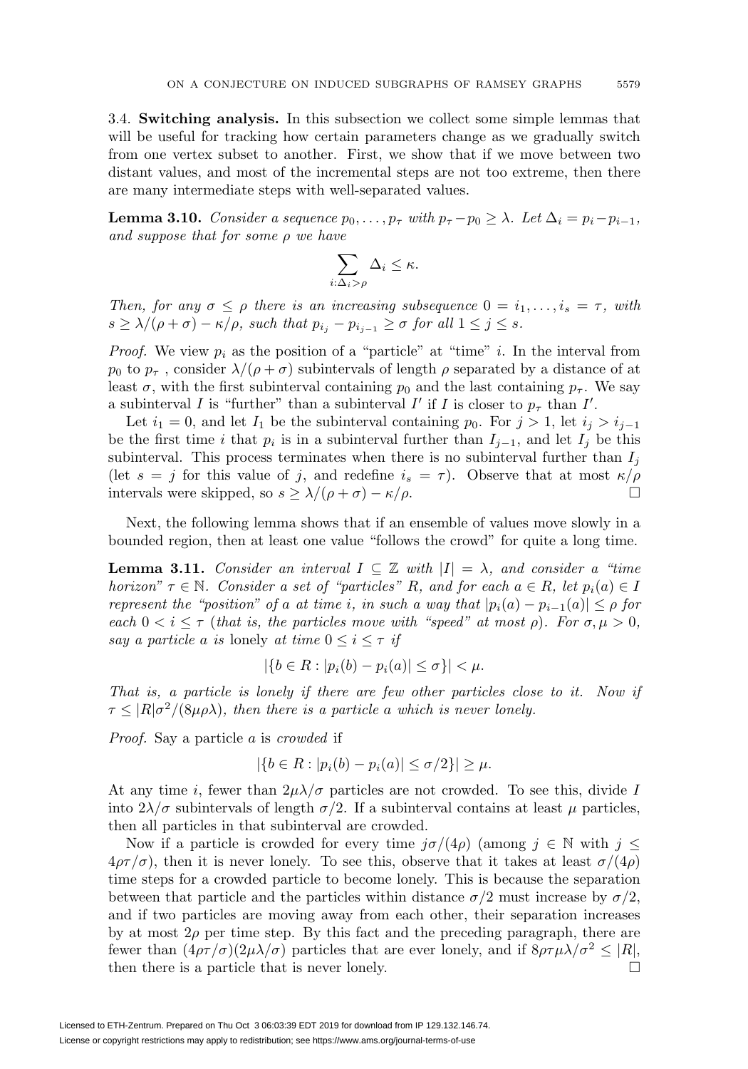3.4. **Switching analysis.** In this subsection we collect some simple lemmas that will be useful for tracking how certain parameters change as we gradually switch from one vertex subset to another. First, we show that if we move between two distant values, and most of the incremental steps are not too extreme, then there are many intermediate steps with well-separated values.

**Lemma 3.10.** *Consider a sequence $p_0, \dots, p_\tau$ with $p_\tau - p_0 \geq \lambda$. Let $\Delta_i = p_i - p_{i-1}$, and suppose that for some $\rho$ we have*

$$\sum_{i:\Delta_i > \rho} \Delta_i \leq \kappa.$$

*Then, for any $\sigma \leq \rho$ there is an increasing subsequence $0 = i_1, \dots, i_s = \tau$, with $s \geq \lambda/(\rho + \sigma) - \kappa/\rho$, such that $p_{i_j} - p_{i_{j-1}} \geq \sigma$ for all $1 \leq j \leq s$.*

*Proof.* We view $p_i$ as the position of a "particle" at "time" $i$. In the interval from $p_0$ to $p_\tau$ , consider $\lambda/(\rho + \sigma)$ subintervals of length $\rho$ separated by a distance of at least $\sigma$, with the first subinterval containing $p_0$ and the last containing $p_\tau$. We say a subinterval $I$ is "further" than a subinterval $I'$ if $I$ is closer to $p_\tau$ than $I'$.

Let $i_1 = 0$, and let $I_1$ be the subinterval containing $p_0$. For $j > 1$, let $i_j > i_{j-1}$ be the first time $i$ that $p_i$ is in a subinterval further than $I_{j-1}$, and let $I_j$ be this subinterval. This process terminates when there is no subinterval further than $I_j$ (let $s = j$ for this value of $j$, and redefine $i_s = \tau$). Observe that at most $\kappa/\rho$ intervals were skipped, so $s \geq \lambda/(\rho + \sigma) - \kappa/\rho$. □

Next, the following lemma shows that if an ensemble of values move slowly in a bounded region, then at least one value "follows the crowd" for quite a long time.

**Lemma 3.11.** *Consider an interval $I \subseteq \mathbb{Z}$ with $|I| = \lambda$, and consider a "time horizon" $\tau \in \mathbb{N}$. Consider a set of "particles" $R$, and for each $a \in R$, let $p_i(a) \in I$ represent the "position" of $a$ at time $i$, in such a way that $|p_i(a) - p_{i-1}(a)| \leq \rho$ for each $0 < i \leq \tau$ (that is, the particles move with "speed" at most $\rho$). For $\sigma, \mu > 0$, say a particle $a$ is* lonely *at time $0 \leq i \leq \tau$ if*

$$|\{b \in R : |p_i(b) - p_i(a)| \leq \sigma\}| < \mu.$$

*That is, a particle is lonely if there are few other particles close to it. Now if $\tau \leq |R|\sigma^2/(8\mu\rho\lambda)$, then there is a particle $a$ which is never lonely.*

*Proof.* Say a particle $a$ is *crowded* if

$$|\{b \in R : |p_i(b) - p_i(a)| \leq \sigma/2\}| \geq \mu.$$

At any time $i$, fewer than $2\mu\lambda/\sigma$ particles are not crowded. To see this, divide $I$ into $2\lambda/\sigma$ subintervals of length $\sigma/2$. If a subinterval contains at least $\mu$ particles, then all particles in that subinterval are crowded.

Now if a particle is crowded for every time $j\sigma/(4\rho)$ (among $j \in \mathbb{N}$ with $j \leq 4\rho\tau/\sigma$), then it is never lonely. To see this, observe that it takes at least $\sigma/(4\rho)$ time steps for a crowded particle to become lonely. This is because the separation between that particle and the particles within distance $\sigma/2$ must increase by $\sigma/2$, and if two particles are moving away from each other, their separation increases by at most $2\rho$ per time step. By this fact and the preceding paragraph, there are fewer than $(4\rho\tau/\sigma)(2\mu\lambda/\sigma)$ particles that are ever lonely, and if $8\rho\tau\mu\lambda/\sigma^2 \leq |R|$, then there is a particle that is never lonely. □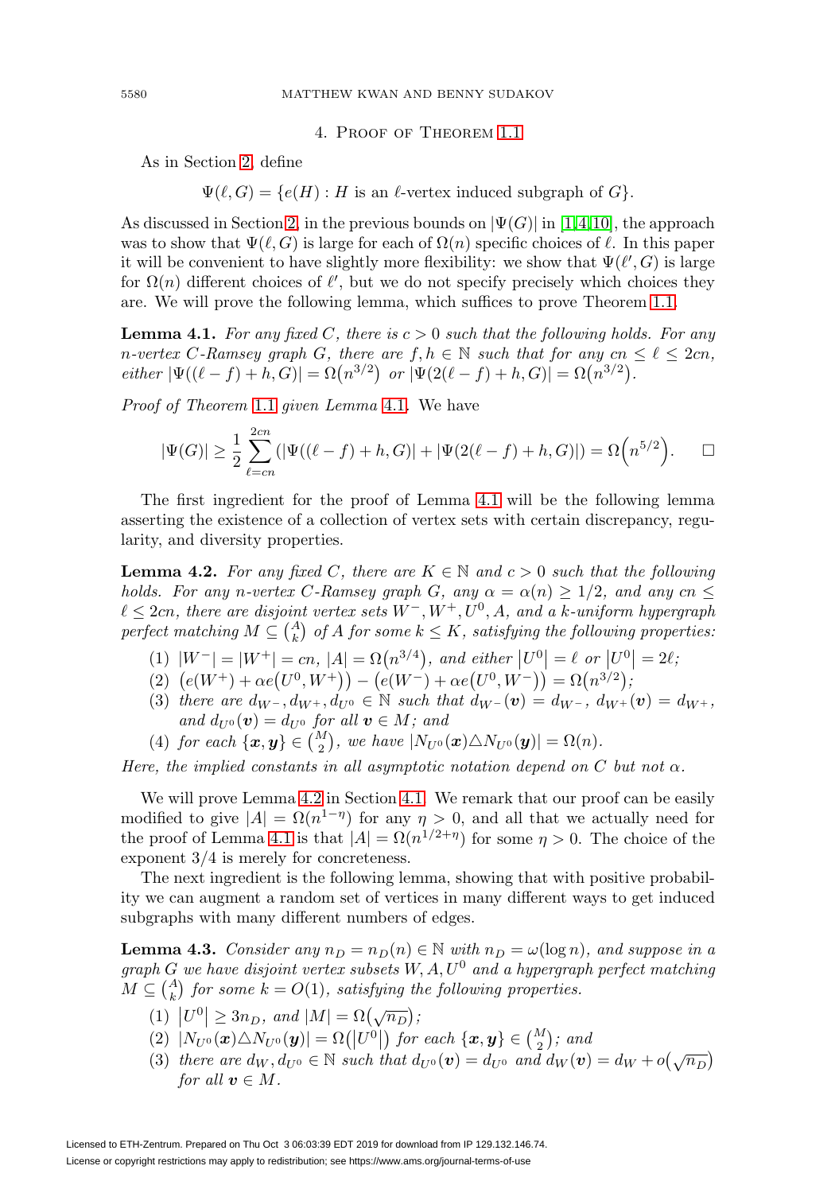## 4. Proof of Theorem 1.1

As in Section 2, define

$$\Psi(\ell, G) = \{e(H) : H \text{ is an } \ell\text{-vertex induced subgraph of } G\}.$$

As discussed in Section 2, in the previous bounds on $|\Psi(G)|$ in [1,4,10], the approach was to show that $\Psi(\ell, G)$ is large for each of $\Omega(n)$ specific choices of $\ell$. In this paper it will be convenient to have slightly more flexibility: we show that $\Psi(\ell', G)$ is large for $\Omega(n)$ different choices of $\ell'$, but we do not specify precisely which choices they are. We will prove the following lemma, which suffices to prove Theorem 1.1.

**Lemma 4.1.** *For any fixed $C$, there is $c > 0$ such that the following holds. For any $n$-vertex $C$-Ramsey graph $G$, there are $f, h \in \mathbb{N}$ such that for any $cn \le \ell \le 2cn$, either $|\Psi((\ell - f) + h, G)| = \Omega(n^{3/2})$ or $|\Psi(2(\ell - f) + h, G)| = \Omega(n^{3/2})$.*

*Proof of Theorem* 1.1 *given Lemma* 4.1. We have

$$|\Psi(G)| \ge \frac{1}{2} \sum_{\ell=cn}^{2cn} (|\Psi((\ell - f) + h, G)| + |\Psi(2(\ell - f) + h, G)|) = \Omega\Big(n^{5/2}\Big). \qquad \square$$

The first ingredient for the proof of Lemma 4.1 will be the following lemma asserting the existence of a collection of vertex sets with certain discrepancy, regularity, and diversity properties.

**Lemma 4.2.** *For any fixed $C$, there are $K \in \mathbb{N}$ and $c > 0$ such that the following holds. For any $n$-vertex $C$-Ramsey graph $G$, any $\alpha = \alpha(n) \ge 1/2$, and any $cn \le \ell \le 2cn$, there are disjoint vertex sets $W^-, W^+, U^0, A$, and a $k$-uniform hypergraph perfect matching $M \subseteq \binom{A}{k}$ of $A$ for some $k \le K$, satisfying the following properties:*

1. *$|W^-| = |W^+| = cn$, $|A| = \Omega(n^{3/4})$, and either $|U^0| = \ell$ or $|U^0| = 2\ell$;*
2. *$\big(e(W^+) + \alpha e(U^0, W^+)\big) - \big(e(W^-) + \alpha e(U^0, W^-)\big) = \Omega(n^{3/2})$;*
3. *there are $d_{W^-}, d_{W^+}, d_{U^0} \in \mathbb{N}$ such that $d_{W^-}(\boldsymbol{v}) = d_{W^-}$, $d_{W^+}(\boldsymbol{v}) = d_{W^+}$, and $d_{U^0}(\boldsymbol{v}) = d_{U^0}$ for all $\boldsymbol{v} \in M$; and*
4. *for each $\{\boldsymbol{x}, \boldsymbol{y}\} \in \binom{M}{2}$, we have $|N_{U^0}(\boldsymbol{x}) \triangle N_{U^0}(\boldsymbol{y})| = \Omega(n)$.*

*Here, the implied constants in all asymptotic notation depend on $C$ but not $\alpha$.*

We will prove Lemma 4.2 in Section 4.1. We remark that our proof can be easily modified to give $|A| = \Omega(n^{1-\eta})$ for any $\eta > 0$, and all that we actually need for the proof of Lemma 4.1 is that $|A| = \Omega(n^{1/2+\eta})$ for some $\eta > 0$. The choice of the exponent $3/4$ is merely for concreteness.

The next ingredient is the following lemma, showing that with positive probability we can augment a random set of vertices in many different ways to get induced subgraphs with many different numbers of edges.

**Lemma 4.3.** *Consider any $n_D = n_D(n) \in \mathbb{N}$ with $n_D = \omega(\log n)$, and suppose in a graph $G$ we have disjoint vertex subsets $W, A, U^0$ and a hypergraph perfect matching $M \subseteq \binom{A}{k}$ for some $k = O(1)$, satisfying the following properties.*

1. *$|U^0| \ge 3n_D$, and $|M| = \Omega(\sqrt{n_D})$;*
2. *$|N_{U^0}(\boldsymbol{x}) \triangle N_{U^0}(\boldsymbol{y})| = \Omega(|U^0|)$ for each $\{\boldsymbol{x}, \boldsymbol{y}\} \in \binom{M}{2}$; and*
3. *there are $d_W, d_{U^0} \in \mathbb{N}$ such that $d_{U^0}(\boldsymbol{v}) = d_{U^0}$ and $d_W(\boldsymbol{v}) = d_W + o(\sqrt{n_D})$ for all $\boldsymbol{v} \in M$.*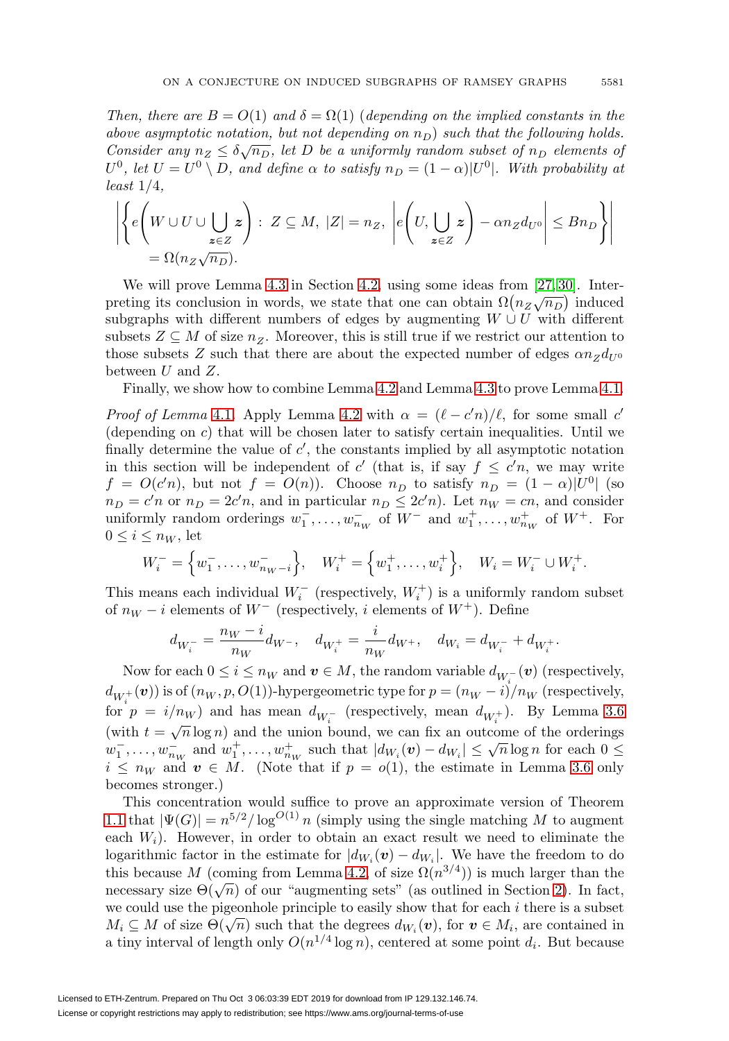*Then, there are $B = O(1)$ and $\delta = \Omega(1)$ (depending on the implied constants in the above asymptotic notation, but not depending on $n_D$) such that the following holds. Consider any $n_Z \leq \delta\sqrt{n_D}$, let $D$ be a uniformly random subset of $n_D$ elements of $U^0$, let $U = U^0 \setminus D$, and define $\alpha$ to satisfy $n_D = (1-\alpha)|U^0|$. With probability at least $1/4$,*

$$\left|\left\{ e\left(W \cup U \cup \bigcup_{\boldsymbol{z}\in Z} \boldsymbol{z}\right) : \, Z \subseteq M, \; |Z| = n_Z, \; \left| e\left(U, \bigcup_{\boldsymbol{z}\in Z} \boldsymbol{z}\right) - \alpha n_Z d_{U^0}\right| \leq B n_D \right\}\right| = \Omega(n_Z\sqrt{n_D}).$$

We will prove Lemma 4.3 in Section 4.2, using some ideas from [27, 30]. Interpreting its conclusion in words, we state that one can obtain $\Omega(n_Z\sqrt{n_D})$ induced subgraphs with different numbers of edges by augmenting $W \cup U$ with different subsets $Z \subseteq M$ of size $n_Z$. Moreover, this is still true if we restrict our attention to those subsets $Z$ such that there are about the expected number of edges $\alpha n_Z d_{U^0}$ between $U$ and $Z$.

Finally, we show how to combine Lemma 4.2 and Lemma 4.3 to prove Lemma 4.1.

*Proof of Lemma* 4.1. Apply Lemma 4.2 with $\alpha = (\ell - c'n)/\ell$, for some small $c'$ (depending on $c$) that will be chosen later to satisfy certain inequalities. Until we finally determine the value of $c'$, the constants implied by all asymptotic notation in this section will be independent of $c'$ (that is, if say $f \leq c'n$, we may write $f = O(c'n)$, but not $f = O(n)$). Choose $n_D$ to satisfy $n_D = (1-\alpha)|U^0|$ (so $n_D = c'n$ or $n_D = 2c'n$, and in particular $n_D \leq 2c'n$). Let $n_W = cn$, and consider uniformly random orderings $w_1^-, \dots, w_{n_W}^-$ of $W^-$ and $w_1^+, \dots, w_{n_W}^+$ of $W^+$. For $0 \leq i \leq n_W$, let

$$W_i^- = \left\{w_1^-, \dots, w_{n_W - i}^-\right\}, \quad W_i^+ = \left\{w_1^+, \dots, w_i^+\right\}, \quad W_i = W_i^- \cup W_i^+.$$

This means each individual $W_i^-$ (respectively, $W_i^+$) is a uniformly random subset of $n_W - i$ elements of $W^-$ (respectively, $i$ elements of $W^+$). Define

$$d_{W_i^-} = \frac{n_W - i}{n_W} d_{W^-}, \quad d_{W_i^+} = \frac{i}{n_W} d_{W^+}, \quad d_{W_i} = d_{W_i^-} + d_{W_i^+}.$$

Now for each $0 \leq i \leq n_W$ and $\boldsymbol{v} \in M$, the random variable $d_{W_i^-}(\boldsymbol{v})$ (respectively, $d_{W_i^+}(\boldsymbol{v})$) is of $(n_W, p, O(1))$-hypergeometric type for $p = (n_W - i)/n_W$ (respectively, for $p = i/n_W$) and has mean $d_{W_i^-}$ (respectively, mean $d_{W_i^+}$). By Lemma 3.6 (with $t = \sqrt{n}\log n$) and the union bound, we can fix an outcome of the orderings $w_1^-, \dots, w_{n_W}^-$ and $w_1^+, \dots, w_{n_W}^+$ such that $|d_{W_i}(\boldsymbol{v}) - d_{W_i}| \leq \sqrt{n}\log n$ for each $0 \leq i \leq n_W$ and $\boldsymbol{v} \in M$. (Note that if $p = o(1)$, the estimate in Lemma 3.6 only becomes stronger.)

This concentration would suffice to prove an approximate version of Theorem 1.1 that $|\Psi(G)| = n^{5/2}/\log^{O(1)} n$ (simply using the single matching $M$ to augment each $W_i$). However, in order to obtain an exact result we need to eliminate the logarithmic factor in the estimate for $|d_{W_i}(\boldsymbol{v}) - d_{W_i}|$. We have the freedom to do this because $M$ (coming from Lemma 4.2, of size $\Omega(n^{3/4})$) is much larger than the necessary size $\Theta(\sqrt{n})$ of our "augmenting sets" (as outlined in Section 2). In fact, we could use the pigeonhole principle to easily show that for each $i$ there is a subset $M_i \subseteq M$ of size $\Theta(\sqrt{n})$ such that the degrees $d_{W_i}(\boldsymbol{v})$, for $\boldsymbol{v} \in M_i$, are contained in a tiny interval of length only $O(n^{1/4}\log n)$, centered at some point $d_i$. But because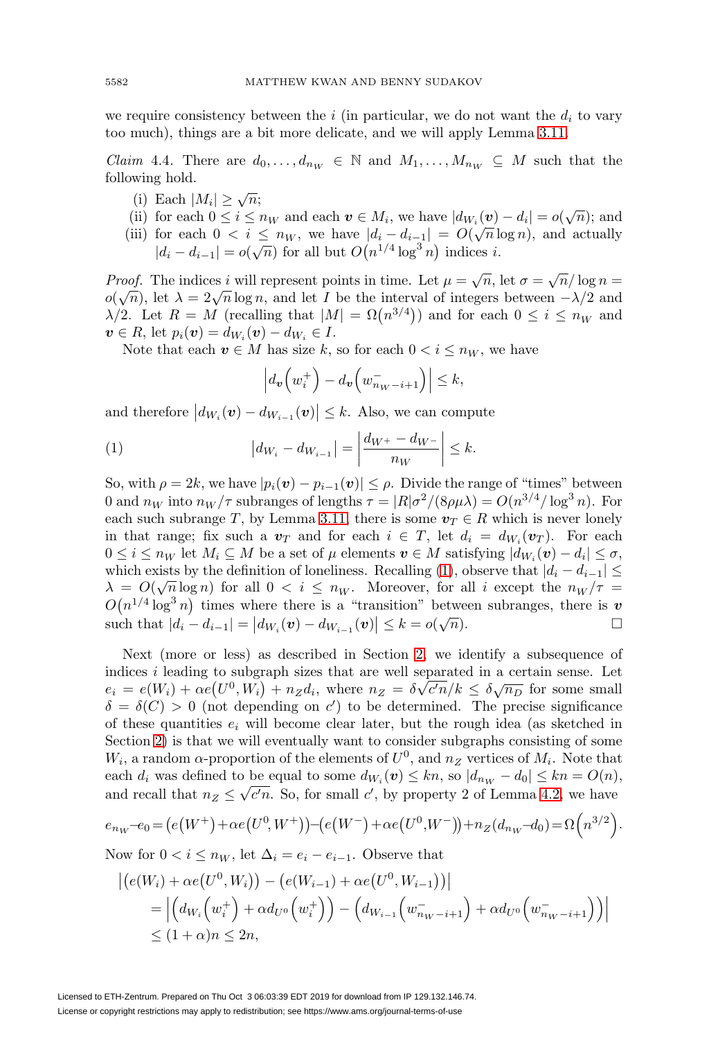we require consistency between the $i$ (in particular, we do not want the $d_i$ to vary too much), things are a bit more delicate, and we will apply Lemma 3.11.

*Claim* 4.4. There are $d_0, \dots, d_{n_W} \in \mathbb{N}$ and $M_1, \dots, M_{n_W} \subseteq M$ such that the following hold.

(i) Each $|M_i| \geq \sqrt{n}$;

(ii) for each $0 \leq i \leq n_W$ and each $\boldsymbol{v} \in M_i$, we have $|d_{W_i}(\boldsymbol{v}) - d_i| = o(\sqrt{n})$; and

(iii) for each $0 < i \leq n_W$, we have $|d_i - d_{i-1}| = O(\sqrt{n} \log n)$, and actually $|d_i - d_{i-1}| = o(\sqrt{n})$ for all but $O\left(n^{1/4} \log^3 n\right)$ indices $i$.

*Proof.* The indices $i$ will represent points in time. Let $\mu = \sqrt{n}$, let $\sigma = \sqrt{n}/\log n = o(\sqrt{n})$, let $\lambda = 2\sqrt{n} \log n$, and let $I$ be the interval of integers between $-\lambda/2$ and $\lambda/2$. Let $R = M$ (recalling that $|M| = \Omega\left(n^{3/4}\right)$) and for each $0 \leq i \leq n_W$ and $\boldsymbol{v} \in R$, let $p_i(\boldsymbol{v}) = d_{W_i}(\boldsymbol{v}) - d_{W_i} \in I$.

Note that each $\boldsymbol{v} \in M$ has size $k$, so for each $0 < i \leq n_W$, we have

$$\left| d_{\boldsymbol{v}}\left(w_i^+\right) - d_{\boldsymbol{v}}\left(w_{n_W - i + 1}^-\right) \right| \leq k,$$

and therefore $\left| d_{W_i}(\boldsymbol{v}) - d_{W_{i-1}}(\boldsymbol{v}) \right| \leq k$. Also, we can compute

$$\left| d_{W_i} - d_{W_{i-1}} \right| = \left| \frac{d_{W^+} - d_{W^-}}{n_W} \right| \leq k. \tag{1}$$

So, with $\rho = 2k$, we have $|p_i(\boldsymbol{v}) - p_{i-1}(\boldsymbol{v})| \leq \rho$. Divide the range of "times" between $0$ and $n_W$ into $n_W/\tau$ subranges of lengths $\tau = |R|\sigma^2/(8\rho\mu\lambda) = O(n^{3/4}/\log^3 n)$. For each such subrange $T$, by Lemma 3.11, there is some $\boldsymbol{v}_T \in R$ which is never lonely in that range; fix such a $\boldsymbol{v}_T$ and for each $i \in T$, let $d_i = d_{W_i}(\boldsymbol{v}_T)$. For each $0 \leq i \leq n_W$ let $M_i \subseteq M$ be a set of $\mu$ elements $\boldsymbol{v} \in M$ satisfying $|d_{W_i}(\boldsymbol{v}) - d_i| \leq \sigma$, which exists by the definition of loneliness. Recalling (1), observe that $|d_i - d_{i-1}| \leq \lambda = O(\sqrt{n} \log n)$ for all $0 < i \leq n_W$. Moreover, for all $i$ except the $n_W/\tau = O\left(n^{1/4} \log^3 n\right)$ times where there is a "transition" between subranges, there is $\boldsymbol{v}$ such that $|d_i - d_{i-1}| = \left| d_{W_i}(\boldsymbol{v}) - d_{W_{i-1}}(\boldsymbol{v}) \right| \leq k = o(\sqrt{n})$. $\square$

Next (more or less) as described in Section 2, we identify a subsequence of indices $i$ leading to subgraph sizes that are well separated in a certain sense. Let $e_i = e(W_i) + \alpha e\left(U^0, W_i\right) + n_Z d_i$, where $n_Z = \delta\sqrt{c'n}/k \leq \delta\sqrt{n_D}$ for some small $\delta = \delta(C) > 0$ (not depending on $c'$) to be determined. The precise significance of these quantities $e_i$ will become clear later, but the rough idea (as sketched in Section 2) is that we will eventually want to consider subgraphs consisting of some $W_i$, a random $\alpha$-proportion of the elements of $U^0$, and $n_Z$ vertices of $M_i$. Note that each $d_i$ was defined to be equal to some $d_{W_i}(\boldsymbol{v}) \leq kn$, so $|d_{n_W} - d_0| \leq kn = O(n)$, and recall that $n_Z \leq \sqrt{c'n}$. So, for small $c'$, by property 2 of Lemma 4.2, we have

$$e_{n_W} - e_0 = \left(e\left(W^+\right) + \alpha e\left(U^0, W^+\right)\right) - \left(e\left(W^-\right) + \alpha e\left(U^0, W^-\right)\right) + n_Z(d_{n_W} - d_0) = \Omega\left(n^{3/2}\right).$$

Now for $0 < i \leq n_W$, let $\Delta_i = e_i - e_{i-1}$. Observe that

$$\begin{aligned}
&\left| \left(e(W_i) + \alpha e\left(U^0, W_i\right)\right) - \left(e(W_{i-1}) + \alpha e\left(U^0, W_{i-1}\right)\right) \right| \\
&\quad = \left| \left( d_{W_i}\left(w_i^+\right) + \alpha d_{U^0}\left(w_i^+\right) \right) - \left( d_{W_{i-1}}\left(w_{n_W - i + 1}^-\right) + \alpha d_{U^0}\left(w_{n_W - i + 1}^-\right) \right) \right| \\
&\quad \leq (1 + \alpha) n \leq 2n,
\end{aligned}$$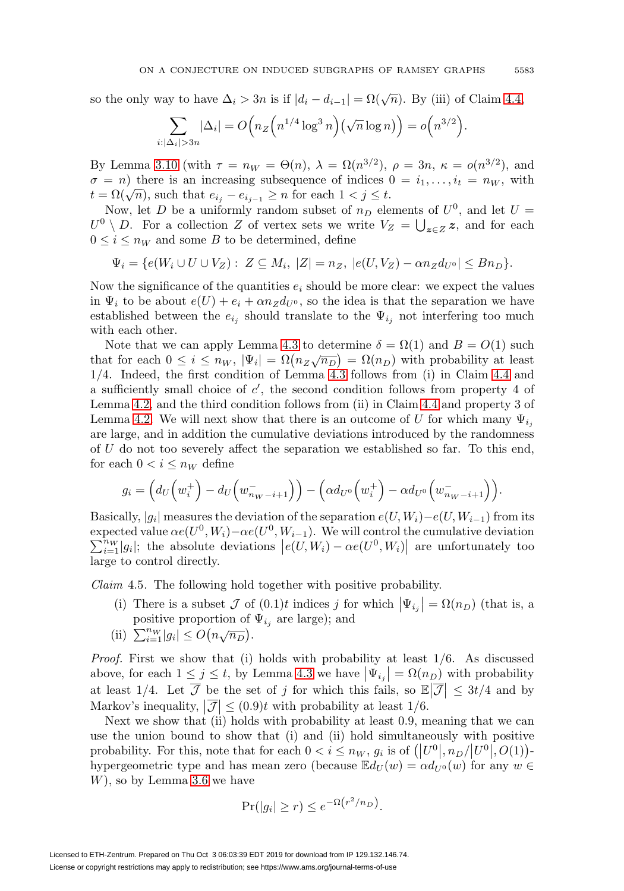so the only way to have $\Delta_i > 3n$ is if $|d_i - d_{i-1}| = \Omega(\sqrt{n})$. By (iii) of Claim 4.4,

$$\sum_{i:|\Delta_i|>3n} |\Delta_i| = O\Big(n_Z\Big(n^{1/4}\log^3 n\Big)\big(\sqrt{n}\log n\big)\Big) = o\Big(n^{3/2}\Big).$$

By Lemma 3.10 (with $\tau = n_W = \Theta(n)$, $\lambda = \Omega(n^{3/2})$, $\rho = 3n$, $\kappa = o(n^{3/2})$, and $\sigma = n$) there is an increasing subsequence of indices $0 = i_1, \dots, i_t = n_W$, with $t = \Omega(\sqrt{n})$, such that $e_{i_j} - e_{i_{j-1}} \geq n$ for each $1 < j \leq t$.

Now, let $D$ be a uniformly random subset of $n_D$ elements of $U^0$, and let $U = U^0 \setminus D$. For a collection $Z$ of vertex sets we write $V_Z = \bigcup_{\boldsymbol{z}\in Z} \boldsymbol{z}$, and for each $0 \leq i \leq n_W$ and some $B$ to be determined, define

$$\Psi_i = \{e(W_i \cup U \cup V_Z) : \ Z \subseteq M_i,\ |Z| = n_Z,\ |e(U, V_Z) - \alpha n_Z d_{U^0}| \leq B n_D\}.$$

Now the significance of the quantities $e_i$ should be more clear: we expect the values in $\Psi_i$ to be about $e(U) + e_i + \alpha n_Z d_{U^0}$, so the idea is that the separation we have established between the $e_{i_j}$ should translate to the $\Psi_{i_j}$ not interfering too much with each other.

Note that we can apply Lemma 4.3 to determine $\delta = \Omega(1)$ and $B = O(1)$ such that for each $0 \leq i \leq n_W$, $|\Psi_i| = \Omega\big(n_Z\sqrt{n_D}\big) = \Omega(n_D)$ with probability at least $1/4$. Indeed, the first condition of Lemma 4.3 follows from (i) in Claim 4.4 and a sufficiently small choice of $c'$, the second condition follows from property 4 of Lemma 4.2, and the third condition follows from (ii) in Claim 4.4 and property 3 of Lemma 4.2. We will next show that there is an outcome of $U$ for which many $\Psi_{i_j}$ are large, and in addition the cumulative deviations introduced by the randomness of $U$ do not too severely affect the separation we established so far. To this end, for each $0 < i \leq n_W$ define

$$g_i = \Big(d_U\Big(w_i^+\Big) - d_U\Big(w_{n_W-i+1}^-\Big)\Big) - \Big(\alpha d_{U^0}\Big(w_i^+\Big) - \alpha d_{U^0}\Big(w_{n_W-i+1}^-\Big)\Big).$$

Basically, $|g_i|$ measures the deviation of the separation $e(U, W_i) - e(U, W_{i-1})$ from its expected value $\alpha e(U^0, W_i) - \alpha e(U^0, W_{i-1})$. We will control the cumulative deviation $\sum_{i=1}^{n_W} |g_i|$; the absolute deviations $\big|e(U, W_i) - \alpha e(U^0, W_i)\big|$ are unfortunately too large to control directly.

*Claim* 4.5. The following hold together with positive probability.

(i) There is a subset $\mathcal{J}$ of $(0.1)t$ indices $j$ for which $\big|\Psi_{i_j}\big| = \Omega(n_D)$ (that is, a positive proportion of $\Psi_{i_j}$ are large); and

(ii) $\sum_{i=1}^{n_W} |g_i| \leq O\big(n\sqrt{n_D}\big)$.

*Proof.* First we show that (i) holds with probability at least $1/6$. As discussed above, for each $1 \leq j \leq t$, by Lemma 4.3 we have $\big|\Psi_{i_j}\big| = \Omega(n_D)$ with probability at least $1/4$. Let $\overline{\mathcal{J}}$ be the set of $j$ for which this fails, so $\mathbb{E}\big|\overline{\mathcal{J}}\big| \leq 3t/4$ and by Markov's inequality, $\big|\overline{\mathcal{J}}\big| \leq (0.9)t$ with probability at least $1/6$.

Next we show that (ii) holds with probability at least 0.9, meaning that we can use the union bound to show that (i) and (ii) hold simultaneously with positive probability. For this, note that for each $0 < i \leq n_W$, $g_i$ is of $\big(\big|U^0\big|, n_D/\big|U^0\big|, O(1)\big)$-hypergeometric type and has mean zero (because $\mathbb{E} d_U(w) = \alpha d_{U^0}(w)$ for any $w \in W$), so by Lemma 3.6 we have

$$\Pr(|g_i| \geq r) \leq e^{-\Omega\left(r^2/n_D\right)}.$$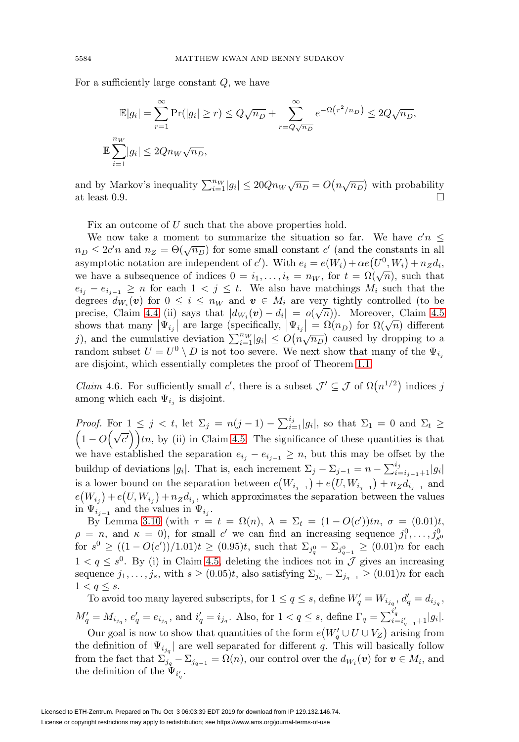For a sufficiently large constant $Q$, we have

$$\mathbb{E}|g_i| = \sum_{r=1}^{\infty} \Pr(|g_i| \geq r) \leq Q\sqrt{n_D} + \sum_{r=Q\sqrt{n_D}}^{\infty} e^{-\Omega\left(r^2/n_D\right)} \leq 2Q\sqrt{n_D},$$

$$\mathbb{E}\sum_{i=1}^{n_W}|g_i| \leq 2Qn_W\sqrt{n_D},$$

and by Markov's inequality $\sum_{i=1}^{n_W}|g_i| \leq 20Qn_W\sqrt{n_D} = O\left(n\sqrt{n_D}\right)$ with probability at least 0.9. $\square$

Fix an outcome of $U$ such that the above properties hold.

We now take a moment to summarize the situation so far. We have $c'n \leq n_D \leq 2c'n$ and $n_Z = \Theta(\sqrt{n_D})$ for some small constant $c'$ (and the constants in all asymptotic notation are independent of $c'$). With $e_i = e(W_i) + \alpha e\left(U^0, W_i\right) + n_Z d_i$, we have a subsequence of indices $0 = i_1, \ldots, i_t = n_W$, for $t = \Omega(\sqrt{n})$, such that $e_{i_j} - e_{i_{j-1}} \geq n$ for each $1 < j \leq t$. We also have matchings $M_i$ such that the degrees $d_{W_i}(\boldsymbol{v})$ for $0 \leq i \leq n_W$ and $\boldsymbol{v} \in M_i$ are very tightly controlled (to be precise, Claim 4.4 (ii) says that $|d_{W_i}(\boldsymbol{v}) - d_i| = o(\sqrt{n})$). Moreover, Claim 4.5 shows that many $\left|\Psi_{i_j}\right|$ are large (specifically, $\left|\Psi_{i_j}\right| = \Omega(n_D)$ for $\Omega(\sqrt{n})$ different $j$), and the cumulative deviation $\sum_{i=1}^{n_W}|g_i| \leq O\left(n\sqrt{n_D}\right)$ caused by dropping to a random subset $U = U^0 \setminus D$ is not too severe. We next show that many of the $\Psi_{i_j}$ are disjoint, which essentially completes the proof of Theorem 1.1.

*Claim* 4.6. For sufficiently small $c'$, there is a subset $\mathcal{J}' \subseteq \mathcal{J}$ of $\Omega\left(n^{1/2}\right)$ indices $j$ among which each $\Psi_{i_j}$ is disjoint.

*Proof.* For $1 \leq j < t$, let $\Sigma_j = n(j-1) - \sum_{i=1}^{i_j}|g_i|$, so that $\Sigma_1 = 0$ and $\Sigma_t \geq \left(1 - O\left(\sqrt{c'}\right)\right)tn$, by (ii) in Claim 4.5. The significance of these quantities is that we have established the separation $e_{i_j} - e_{i_{j-1}} \geq n$, but this may be offset by the buildup of deviations $|g_i|$. That is, each increment $\Sigma_j - \Sigma_{j-1} = n - \sum_{i=i_{j-1}+1}^{i_j}|g_i|$ is a lower bound on the separation between $e\left(W_{i_{j-1}}\right) + e\left(U, W_{i_{j-1}}\right) + n_Z d_{i_{j-1}}$ and $e\left(W_{i_j}\right) + e\left(U, W_{i_j}\right) + n_Z d_{i_j}$, which approximates the separation between the values in $\Psi_{i_{j-1}}$ and the values in $\Psi_{i_j}$.

By Lemma 3.10 (with $\tau = t = \Omega(n)$, $\lambda = \Sigma_t = (1 - O(c'))tn$, $\sigma = (0.01)t$, $\rho = n$, and $\kappa = 0$), for small $c'$ we can find an increasing sequence $j_1^0, \ldots, j_{s^0}^0$ for $s^0 \geq ((1 - O(c'))/1.01)t \geq (0.95)t$, such that $\Sigma_{j_q^0} - \Sigma_{j_{q-1}^0} \geq (0.01)n$ for each $1 < q \leq s^0$. By (i) in Claim 4.5, deleting the indices not in $\mathcal{J}$ gives an increasing sequence $j_1, \ldots, j_s$, with $s \geq (0.05)t$, also satisfying $\Sigma_{j_q} - \Sigma_{j_{q-1}} \geq (0.01)n$ for each $1 < q \leq s$.

To avoid too many layered subscripts, for $1 \leq q \leq s$, define $W'_q = W_{i_{j_q}}$, $d'_q = d_{i_{j_q}}$, $M'_q = M_{i_{j_q}}$, $e'_q = e_{i_{j_q}}$, and $i'_q = i_{j_q}$. Also, for $1 < q \leq s$, define $\Gamma_q = \sum_{i=i'_{q-1}+1}^{i'_q}|g_i|$.

Our goal is now to show that quantities of the form $e\left(W'_q \cup U \cup V_Z\right)$ arising from the definition of $\left|\Psi_{i_{j_q}}\right|$ are well separated for different $q$. This will basically follow from the fact that $\Sigma_{j_q} - \Sigma_{j_{q-1}} = \Omega(n)$, our control over the $d_{W_i}(\boldsymbol{v})$ for $\boldsymbol{v} \in M_i$, and the definition of the $\Psi_{i'_q}$.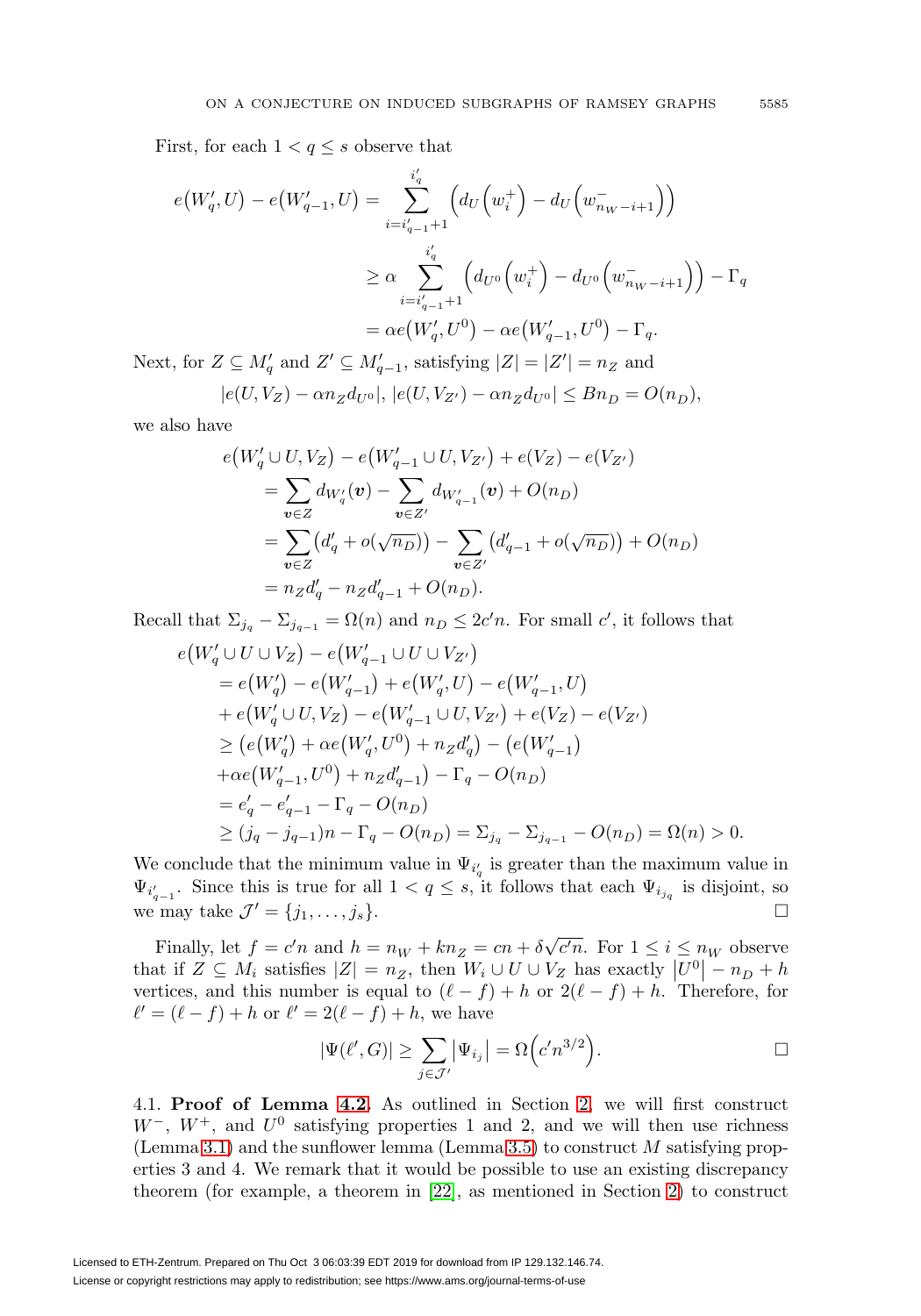First, for each $1 < q \le s$ observe that

$$
\begin{aligned}
e(W'_q, U) - e(W'_{q-1}, U) &= \sum_{i=i'_{q-1}+1}^{i'_q} \left( d_U\left(w_i^+\right) - d_U\left(w^-_{n_W - i+1}\right)\right) \\
&\ge \alpha \sum_{i=i'_{q-1}+1}^{i'_q} \left( d_{U^0}\left(w_i^+\right) - d_{U^0}\left(w^-_{n_W - i+1}\right)\right) - \Gamma_q \\
&= \alpha e(W'_q, U^0) - \alpha e(W'_{q-1}, U^0) - \Gamma_q.
\end{aligned}
$$

Next, for $Z \subseteq M'_q$ and $Z' \subseteq M'_{q-1}$, satisfying $|Z| = |Z'| = n_Z$ and

$$
|e(U, V_Z) - \alpha n_Z d_{U^0}|,\ |e(U, V_{Z'}) - \alpha n_Z d_{U^0}| \le B n_D = O(n_D),
$$

we also have

$$
\begin{aligned}
&e(W'_q \cup U, V_Z) - e(W'_{q-1} \cup U, V_{Z'}) + e(V_Z) - e(V_{Z'}) \\
&= \sum_{\boldsymbol{v} \in Z} d_{W'_q}(\boldsymbol{v}) - \sum_{\boldsymbol{v} \in Z'} d_{W'_{q-1}}(\boldsymbol{v}) + O(n_D) \\
&= \sum_{\boldsymbol{v} \in Z} \left(d'_q + o(\sqrt{n_D})\right) - \sum_{\boldsymbol{v} \in Z'} \left(d'_{q-1} + o(\sqrt{n_D})\right) + O(n_D) \\
&= n_Z d'_q - n_Z d'_{q-1} + O(n_D).
\end{aligned}
$$

Recall that $\Sigma_{j_q} - \Sigma_{j_{q-1}} = \Omega(n)$ and $n_D \le 2c'n$. For small $c'$, it follows that

$$
\begin{aligned}
&e(W'_q \cup U \cup V_Z) - e(W'_{q-1} \cup U \cup V_{Z'}) \\
&= e(W'_q) - e(W'_{q-1}) + e(W'_q, U) - e(W'_{q-1}, U) \\
&+ e(W'_q \cup U, V_Z) - e(W'_{q-1} \cup U, V_{Z'}) + e(V_Z) - e(V_{Z'}) \\
&\ge \left(e(W'_q) + \alpha e(W'_q, U^0) + n_Z d'_q\right) - \left(e(W'_{q-1})\right. \\
&\left. + \alpha e(W'_{q-1}, U^0) + n_Z d'_{q-1}\right) - \Gamma_q - O(n_D) \\
&= e'_q - e'_{q-1} - \Gamma_q - O(n_D) \\
&\ge (j_q - j_{q-1})n - \Gamma_q - O(n_D) = \Sigma_{j_q} - \Sigma_{j_{q-1}} - O(n_D) = \Omega(n) > 0.
\end{aligned}
$$

We conclude that the minimum value in $\Psi_{i'_q}$ is greater than the maximum value in $\Psi_{i'_{q-1}}$. Since this is true for all $1 < q \le s$, it follows that each $\Psi_{i_{j_q}}$ is disjoint, so we may take $\mathcal{J}' = \{j_1, \dots, j_s\}$. □

Finally, let $f = c'n$ and $h = n_W + k n_Z = cn + \delta\sqrt{c'n}$. For $1 \le i \le n_W$ observe that if $Z \subseteq M_i$ satisfies $|Z| = n_Z$, then $W_i \cup U \cup V_Z$ has exactly $|U^0| - n_D + h$ vertices, and this number is equal to $(\ell - f) + h$ or $2(\ell - f) + h$. Therefore, for $\ell' = (\ell - f) + h$ or $\ell' = 2(\ell - f) + h$, we have

$$
|\Psi(\ell', G)| \ge \sum_{j \in \mathcal{J}'} |\Psi_{i_j}| = \Omega\left(c' n^{3/2}\right). \qquad \square
$$

4.1. **Proof of Lemma 4.2.** As outlined in Section 2, we will first construct $W^-$, $W^+$, and $U^0$ satisfying properties 1 and 2, and we will then use richness (Lemma 3.1) and the sunflower lemma (Lemma 3.5) to construct $M$ satisfying properties 3 and 4. We remark that it would be possible to use an existing discrepancy theorem (for example, a theorem in [22], as mentioned in Section 2) to construct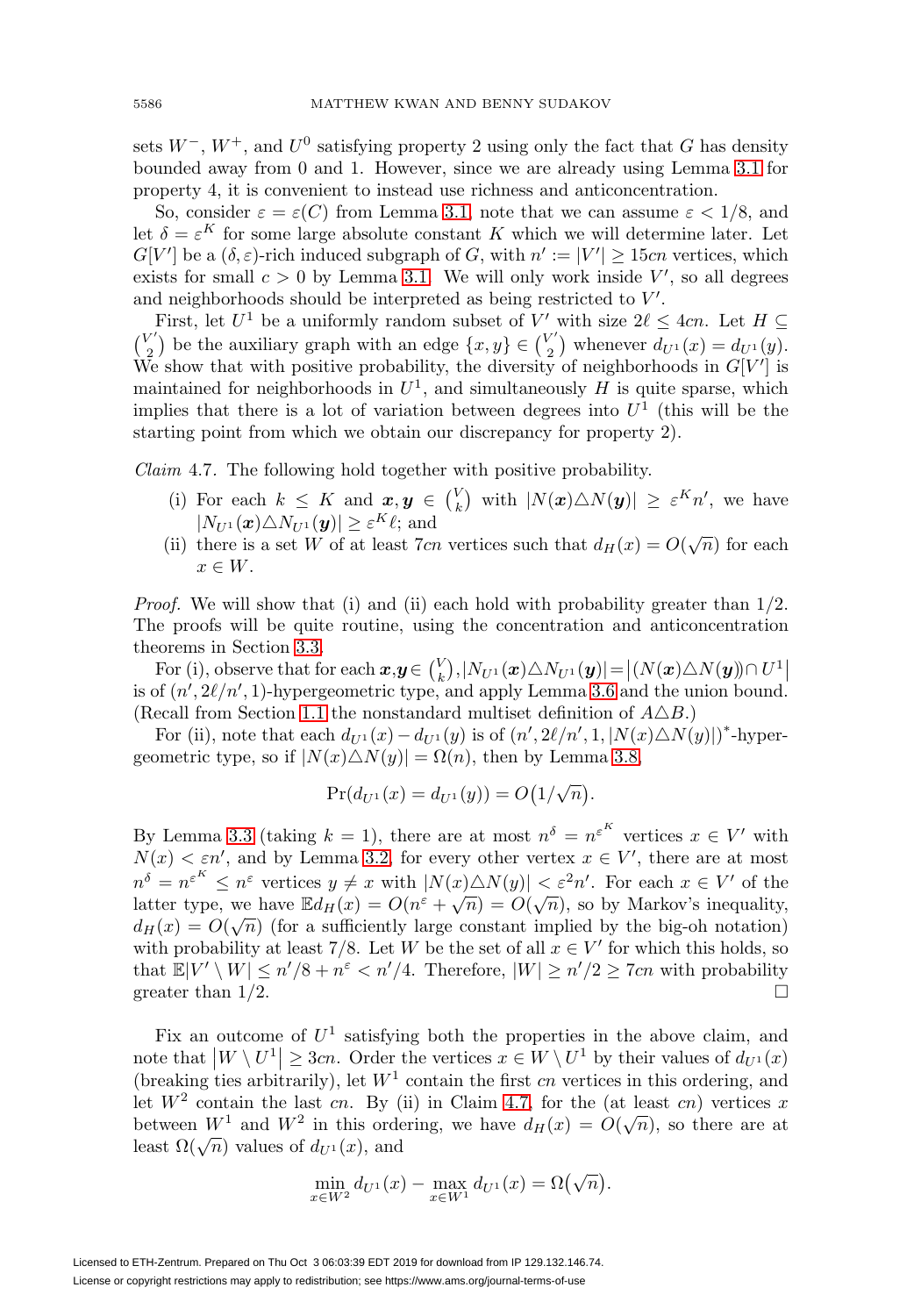sets $W^-$, $W^+$, and $U^0$ satisfying property 2 using only the fact that $G$ has density bounded away from 0 and 1. However, since we are already using Lemma 3.1 for property 4, it is convenient to instead use richness and anticoncentration.

So, consider $\varepsilon = \varepsilon(C)$ from Lemma 3.1, note that we can assume $\varepsilon < 1/8$, and let $\delta = \varepsilon^K$ for some large absolute constant $K$ which we will determine later. Let $G[V']$ be a $(\delta, \varepsilon)$-rich induced subgraph of $G$, with $n' := |V'| \geq 15cn$ vertices, which exists for small $c > 0$ by Lemma 3.1. We will only work inside $V'$, so all degrees and neighborhoods should be interpreted as being restricted to $V'$.

First, let $U^1$ be a uniformly random subset of $V'$ with size $2\ell \leq 4cn$. Let $H \subseteq \binom{V'}{2}$ be the auxiliary graph with an edge $\{x, y\} \in \binom{V'}{2}$ whenever $d_{U^1}(x) = d_{U^1}(y)$. We show that with positive probability, the diversity of neighborhoods in $G[V']$ is maintained for neighborhoods in $U^1$, and simultaneously $H$ is quite sparse, which implies that there is a lot of variation between degrees into $U^1$ (this will be the starting point from which we obtain our discrepancy for property 2).

*Claim* 4.7. The following hold together with positive probability.

(i) For each $k \leq K$ and $\boldsymbol{x}, \boldsymbol{y} \in \binom{V}{k}$ with $|N(\boldsymbol{x}) \triangle N(\boldsymbol{y})| \geq \varepsilon^K n'$, we have $|N_{U^1}(\boldsymbol{x}) \triangle N_{U^1}(\boldsymbol{y})| \geq \varepsilon^K \ell$; and

(ii) there is a set $W$ of at least $7cn$ vertices such that $d_H(x) = O(\sqrt{n})$ for each $x \in W$.

*Proof.* We will show that (i) and (ii) each hold with probability greater than $1/2$. The proofs will be quite routine, using the concentration and anticoncentration theorems in Section 3.3.

For (i), observe that for each $\boldsymbol{x}, \boldsymbol{y} \in \binom{V}{k}$, $|N_{U^1}(\boldsymbol{x}) \triangle N_{U^1}(\boldsymbol{y})| = \big|(N(\boldsymbol{x}) \triangle N(\boldsymbol{y})) \cap U^1\big|$ is of $(n', 2\ell/n', 1)$-hypergeometric type, and apply Lemma 3.6 and the union bound. (Recall from Section 1.1 the nonstandard multiset definition of $A \triangle B$.)

For (ii), note that each $d_{U^1}(x) - d_{U^1}(y)$ is of $(n', 2\ell/n', 1, |N(x) \triangle N(y)|)^*$-hypergeometric type, so if $|N(x) \triangle N(y)| = \Omega(n)$, then by Lemma 3.8,

$$\Pr(d_{U^1}(x) = d_{U^1}(y)) = O\big(1/\sqrt{n}\big).$$

By Lemma 3.3 (taking $k = 1$), there are at most $n^\delta = n^{\varepsilon^K}$ vertices $x \in V'$ with $N(x) < \varepsilon n'$, and by Lemma 3.2, for every other vertex $x \in V'$, there are at most $n^\delta = n^{\varepsilon^K} \leq n^\varepsilon$ vertices $y \neq x$ with $|N(x) \triangle N(y)| < \varepsilon^2 n'$. For each $x \in V'$ of the latter type, we have $\mathbb{E} d_H(x) = O(n^\varepsilon + \sqrt{n}) = O(\sqrt{n})$, so by Markov's inequality, $d_H(x) = O(\sqrt{n})$ (for a sufficiently large constant implied by the big-oh notation) with probability at least $7/8$. Let $W$ be the set of all $x \in V'$ for which this holds, so that $\mathbb{E}|V' \setminus W| \leq n'/8 + n^\varepsilon < n'/4$. Therefore, $|W| \geq n'/2 \geq 7cn$ with probability greater than $1/2$. $\square$

Fix an outcome of $U^1$ satisfying both the properties in the above claim, and note that $\big|W \setminus U^1\big| \geq 3cn$. Order the vertices $x \in W \setminus U^1$ by their values of $d_{U^1}(x)$ (breaking ties arbitrarily), let $W^1$ contain the first $cn$ vertices in this ordering, and let $W^2$ contain the last $cn$. By (ii) in Claim 4.7, for the (at least $cn$) vertices $x$ between $W^1$ and $W^2$ in this ordering, we have $d_H(x) = O(\sqrt{n})$, so there are at least $\Omega(\sqrt{n})$ values of $d_{U^1}(x)$, and

$$\min_{x \in W^2} d_{U^1}(x) - \max_{x \in W^1} d_{U^1}(x) = \Omega\big(\sqrt{n}\big).$$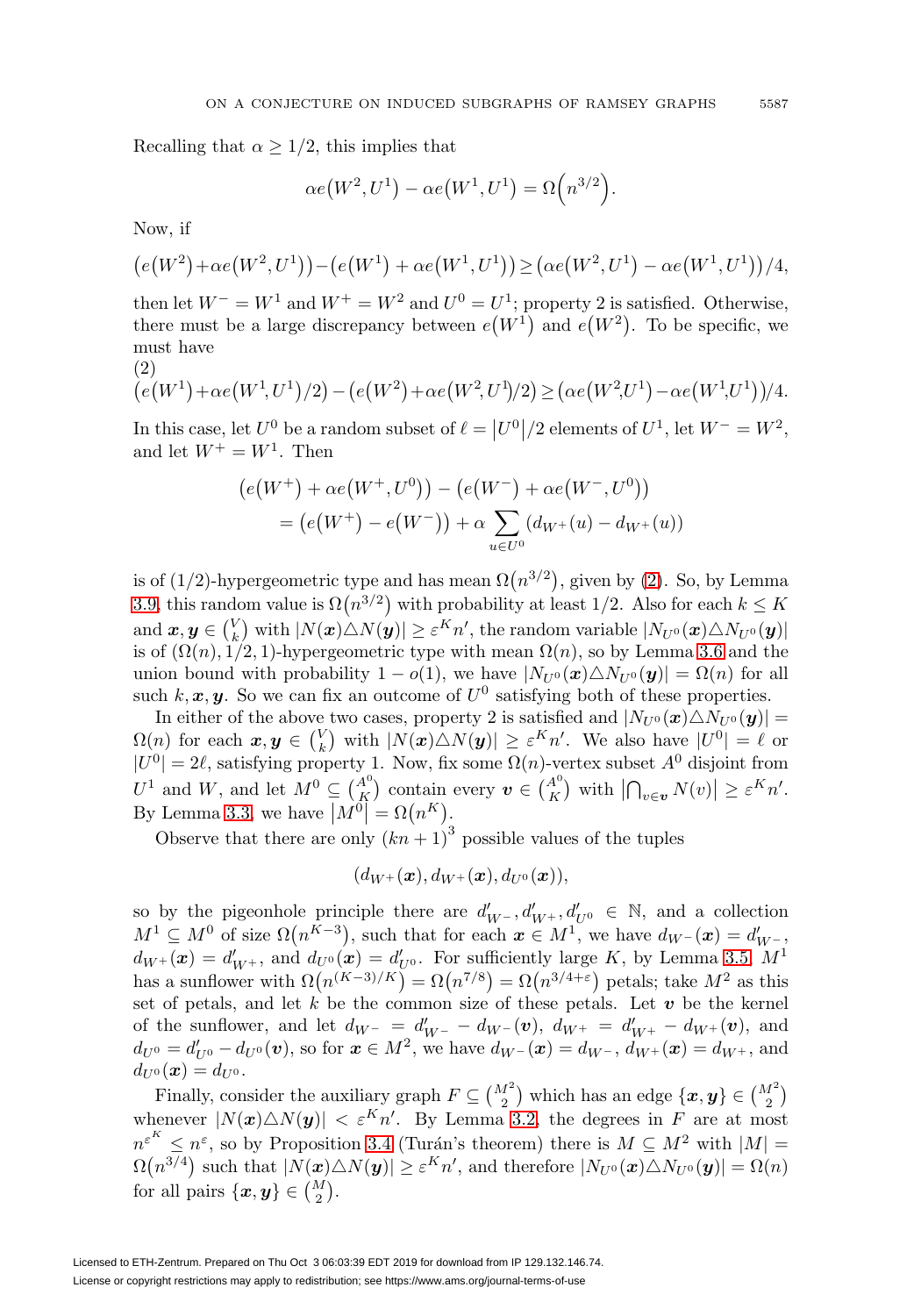Recalling that $\alpha \geq 1/2$, this implies that

$$\alpha e\big(W^2, U^1\big) - \alpha e\big(W^1, U^1\big) = \Omega\Big(n^{3/2}\Big).$$

Now, if

$$\big(e\big(W^2\big)+\alpha e\big(W^2,U^1\big)\big)-\big(e\big(W^1\big)+\alpha e\big(W^1,U^1\big)\big)\geq \big(\alpha e\big(W^2,U^1\big)-\alpha e\big(W^1,U^1\big)\big)/4,$$

then let $W^- = W^1$ and $W^+ = W^2$ and $U^0 = U^1$; property 2 is satisfied. Otherwise, there must be a large discrepancy between $e\big(W^1\big)$ and $e\big(W^2\big)$. To be specific, we must have

(2)
$$\big(e\big(W^1\big)+\alpha e\big(W^1,U^1\big)/2\big)-\big(e\big(W^2\big)+\alpha e\big(W^2,U^1\big)/2\big)\geq \big(\alpha e\big(W^2,U^1\big)-\alpha e\big(W^1,U^1\big)\big)/4.$$

In this case, let $U^0$ be a random subset of $\ell = \big|U^0\big|/2$ elements of $U^1$, let $W^- = W^2$, and let $W^+ = W^1$. Then

$$\begin{aligned}&\big(e\big(W^+\big)+\alpha e\big(W^+,U^0\big)\big)-\big(e\big(W^-\big)+\alpha e\big(W^-,U^0\big)\big)\\&\quad=\big(e\big(W^+\big)-e\big(W^-\big)\big)+\alpha\sum_{u\in U^0}\big(d_{W^+}(u)-d_{W^+}(u)\big)\end{aligned}$$

is of $(1/2)$-hypergeometric type and has mean $\Omega\big(n^{3/2}\big)$, given by (2). So, by Lemma 3.9, this random value is $\Omega\big(n^{3/2}\big)$ with probability at least $1/2$. Also for each $k \leq K$ and $\boldsymbol{x}, \boldsymbol{y} \in \binom{V}{k}$ with $|N(\boldsymbol{x})\triangle N(\boldsymbol{y})| \geq \varepsilon^K n'$, the random variable $|N_{U^0}(\boldsymbol{x})\triangle N_{U^0}(\boldsymbol{y})|$ is of $(\Omega(n), 1/2, 1)$-hypergeometric type with mean $\Omega(n)$, so by Lemma 3.6 and the union bound with probability $1 - o(1)$, we have $|N_{U^0}(\boldsymbol{x})\triangle N_{U^0}(\boldsymbol{y})| = \Omega(n)$ for all such $k, \boldsymbol{x}, \boldsymbol{y}$. So we can fix an outcome of $U^0$ satisfying both of these properties.

In either of the above two cases, property 2 is satisfied and $|N_{U^0}(\boldsymbol{x})\triangle N_{U^0}(\boldsymbol{y})| = \Omega(n)$ for each $\boldsymbol{x}, \boldsymbol{y} \in \binom{V}{k}$ with $|N(\boldsymbol{x})\triangle N(\boldsymbol{y})| \geq \varepsilon^K n'$. We also have $|U^0| = \ell$ or $|U^0| = 2\ell$, satisfying property 1. Now, fix some $\Omega(n)$-vertex subset $A^0$ disjoint from $U^1$ and $W$, and let $M^0 \subseteq \binom{A^0}{K}$ contain every $\boldsymbol{v} \in \binom{A^0}{K}$ with $\big|\bigcap_{v\in\boldsymbol{v}} N(v)\big| \geq \varepsilon^K n'$. By Lemma 3.3, we have $\big|M^0\big| = \Omega\big(n^K\big)$.

Observe that there are only $(kn+1)^3$ possible values of the tuples

$$(d_{W^+}(\boldsymbol{x}), d_{W^+}(\boldsymbol{x}), d_{U^0}(\boldsymbol{x})),$$

so by the pigeonhole principle there are $d'_{W^-}, d'_{W^+}, d'_{U^0} \in \mathbb{N}$, and a collection $M^1 \subseteq M^0$ of size $\Omega\big(n^{K-3}\big)$, such that for each $\boldsymbol{x} \in M^1$, we have $d_{W^-}(\boldsymbol{x}) = d'_{W^-}$, $d_{W^+}(\boldsymbol{x}) = d'_{W^+}$, and $d_{U^0}(\boldsymbol{x}) = d'_{U^0}$. For sufficiently large $K$, by Lemma 3.5, $M^1$ has a sunflower with $\Omega\big(n^{(K-3)/K}\big) = \Omega\big(n^{7/8}\big) = \Omega\big(n^{3/4+\varepsilon}\big)$ petals; take $M^2$ as this set of petals, and let $k$ be the common size of these petals. Let $\boldsymbol{v}$ be the kernel of the sunflower, and let $d_{W^-} = d'_{W^-} - d_{W^-}(\boldsymbol{v})$, $d_{W^+} = d'_{W^+} - d_{W^+}(\boldsymbol{v})$, and $d_{U^0} = d'_{U^0} - d_{U^0}(\boldsymbol{v})$, so for $\boldsymbol{x} \in M^2$, we have $d_{W^-}(\boldsymbol{x}) = d_{W^-}$, $d_{W^+}(\boldsymbol{x}) = d_{W^+}$, and $d_{U^0}(\boldsymbol{x}) = d_{U^0}$.

Finally, consider the auxiliary graph $F \subseteq \binom{M^2}{2}$ which has an edge $\{\boldsymbol{x}, \boldsymbol{y}\} \in \binom{M^2}{2}$ whenever $|N(\boldsymbol{x})\triangle N(\boldsymbol{y})| < \varepsilon^K n'$. By Lemma 3.2, the degrees in $F$ are at most $n^{\varepsilon^K} \leq n^{\varepsilon}$, so by Proposition 3.4 (Turán's theorem) there is $M \subseteq M^2$ with $|M| = \Omega\big(n^{3/4}\big)$ such that $|N(\boldsymbol{x})\triangle N(\boldsymbol{y})| \geq \varepsilon^K n'$, and therefore $|N_{U^0}(\boldsymbol{x})\triangle N_{U^0}(\boldsymbol{y})| = \Omega(n)$ for all pairs $\{\boldsymbol{x}, \boldsymbol{y}\} \in \binom{M}{2}$.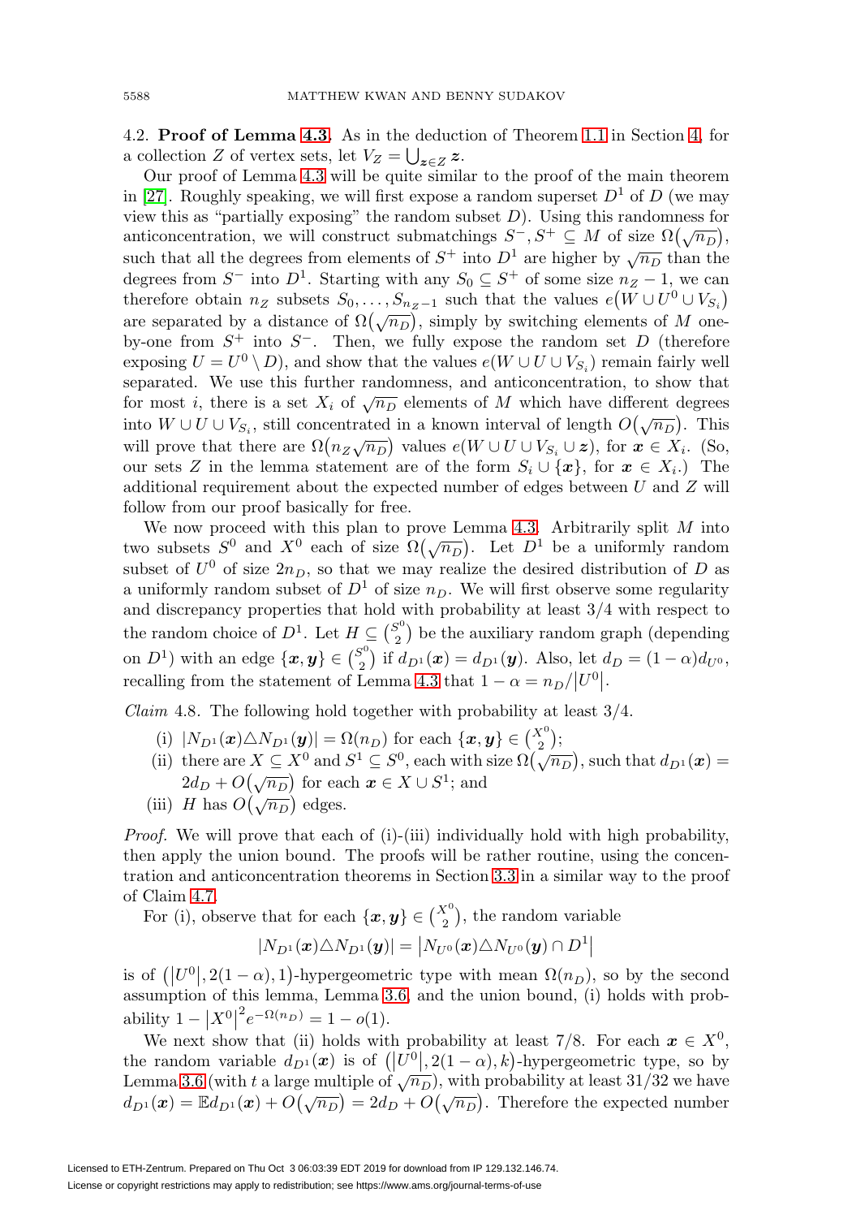4.2. **Proof of Lemma 4.3.** As in the deduction of Theorem 1.1 in Section 4, for a collection $Z$ of vertex sets, let $V_Z = \bigcup_{\boldsymbol{z}\in Z} \boldsymbol{z}$.

Our proof of Lemma 4.3 will be quite similar to the proof of the main theorem in [27]. Roughly speaking, we will first expose a random superset $D^1$ of $D$ (we may view this as "partially exposing" the random subset $D$). Using this randomness for anticoncentration, we will construct submatchings $S^-, S^+ \subseteq M$ of size $\Omega(\sqrt{n_D})$, such that all the degrees from elements of $S^+$ into $D^1$ are higher by $\sqrt{n_D}$ than the degrees from $S^-$ into $D^1$. Starting with any $S_0 \subseteq S^+$ of some size $n_Z - 1$, we can therefore obtain $n_Z$ subsets $S_0, \ldots, S_{n_Z-1}$ such that the values $e(W \cup U^0 \cup V_{S_i})$ are separated by a distance of $\Omega(\sqrt{n_D})$, simply by switching elements of $M$ one-by-one from $S^+$ into $S^-$. Then, we fully expose the random set $D$ (therefore exposing $U = U^0 \setminus D$), and show that the values $e(W \cup U \cup V_{S_i})$ remain fairly well separated. We use this further randomness, and anticoncentration, to show that for most $i$, there is a set $X_i$ of $\sqrt{n_D}$ elements of $M$ which have different degrees into $W \cup U \cup V_{S_i}$, still concentrated in a known interval of length $O(\sqrt{n_D})$. This will prove that there are $\Omega(n_Z\sqrt{n_D})$ values $e(W \cup U \cup V_{S_i} \cup \boldsymbol{z})$, for $\boldsymbol{x} \in X_i$. (So, our sets $Z$ in the lemma statement are of the form $S_i \cup \{\boldsymbol{x}\}$, for $\boldsymbol{x} \in X_i$.) The additional requirement about the expected number of edges between $U$ and $Z$ will follow from our proof basically for free.

We now proceed with this plan to prove Lemma 4.3. Arbitrarily split $M$ into two subsets $S^0$ and $X^0$ each of size $\Omega(\sqrt{n_D})$. Let $D^1$ be a uniformly random subset of $U^0$ of size $2n_D$, so that we may realize the desired distribution of $D$ as a uniformly random subset of $D^1$ of size $n_D$. We will first observe some regularity and discrepancy properties that hold with probability at least $3/4$ with respect to the random choice of $D^1$. Let $H \subseteq \binom{S^0}{2}$ be the auxiliary random graph (depending on $D^1$) with an edge $\{\boldsymbol{x}, \boldsymbol{y}\} \in \binom{S^0}{2}$ if $d_{D^1}(\boldsymbol{x}) = d_{D^1}(\boldsymbol{y})$. Also, let $d_D = (1-\alpha)d_{U^0}$, recalling from the statement of Lemma 4.3 that $1 - \alpha = n_D/|U^0|$.

*Claim* 4.8. The following hold together with probability at least $3/4$.

(i) $|N_{D^1}(\boldsymbol{x}) \triangle N_{D^1}(\boldsymbol{y})| = \Omega(n_D)$ for each $\{\boldsymbol{x}, \boldsymbol{y}\} \in \binom{X^0}{2}$;

(ii) there are $X \subseteq X^0$ and $S^1 \subseteq S^0$, each with size $\Omega(\sqrt{n_D})$, such that $d_{D^1}(\boldsymbol{x}) = 2d_D + O(\sqrt{n_D})$ for each $\boldsymbol{x} \in X \cup S^1$; and

(iii) $H$ has $O(\sqrt{n_D})$ edges.

*Proof.* We will prove that each of (i)-(iii) individually hold with high probability, then apply the union bound. The proofs will be rather routine, using the concentration and anticoncentration theorems in Section 3.3 in a similar way to the proof of Claim 4.7.

For (i), observe that for each $\{\boldsymbol{x}, \boldsymbol{y}\} \in \binom{X^0}{2}$, the random variable

$$|N_{D^1}(\boldsymbol{x}) \triangle N_{D^1}(\boldsymbol{y})| = |N_{U^0}(\boldsymbol{x}) \triangle N_{U^0}(\boldsymbol{y}) \cap D^1|$$

is of $(|U^0|, 2(1-\alpha), 1)$-hypergeometric type with mean $\Omega(n_D)$, so by the second assumption of this lemma, Lemma 3.6, and the union bound, (i) holds with probability $1 - |X^0|^2 e^{-\Omega(n_D)} = 1 - o(1)$.

We next show that (ii) holds with probability at least $7/8$. For each $\boldsymbol{x} \in X^0$, the random variable $d_{D^1}(\boldsymbol{x})$ is of $(|U^0|, 2(1-\alpha), k)$-hypergeometric type, so by Lemma 3.6 (with $t$ a large multiple of $\sqrt{n_D}$), with probability at least $31/32$ we have $d_{D^1}(\boldsymbol{x}) = \mathbb{E}d_{D^1}(\boldsymbol{x}) + O(\sqrt{n_D}) = 2d_D + O(\sqrt{n_D})$. Therefore the expected number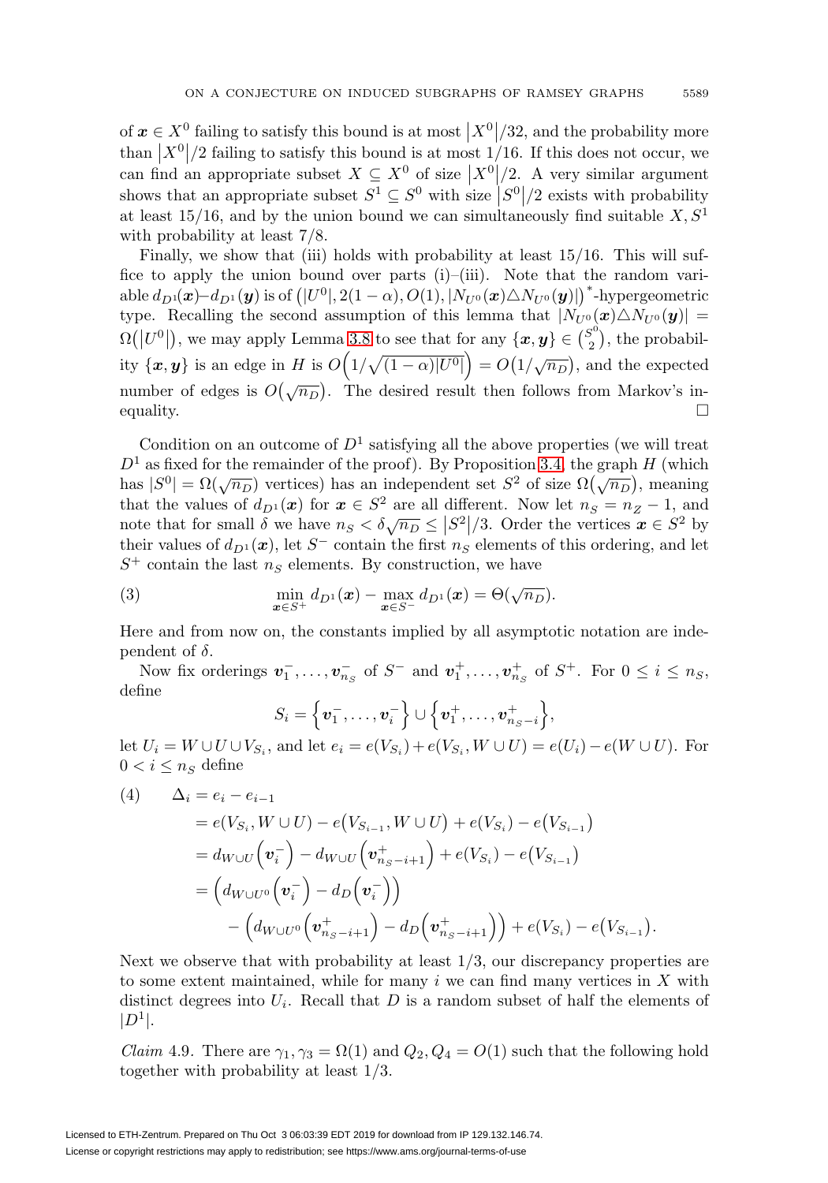of $\boldsymbol{x} \in X^0$ failing to satisfy this bound is at most $|X^0|/32$, and the probability more than $|X^0|/2$ failing to satisfy this bound is at most $1/16$. If this does not occur, we can find an appropriate subset $X \subseteq X^0$ of size $|X^0|/2$. A very similar argument shows that an appropriate subset $S^1 \subseteq S^0$ with size $|S^0|/2$ exists with probability at least $15/16$, and by the union bound we can simultaneously find suitable $X, S^1$ with probability at least $7/8$.

Finally, we show that (iii) holds with probability at least $15/16$. This will suffice to apply the union bound over parts (i)–(iii). Note that the random variable $d_{D^1}(\boldsymbol{x})–d_{D^1}(\boldsymbol{y})$ is of $\left(|U^0|, 2(1-\alpha), O(1), |N_{U^0}(\boldsymbol{x})\triangle N_{U^0}(\boldsymbol{y})|\right)^*$-hypergeometric type. Recalling the second assumption of this lemma that $|N_{U^0}(\boldsymbol{x})\triangle N_{U^0}(\boldsymbol{y})| = \Omega(|U^0|)$, we may apply Lemma 3.8 to see that for any $\{\boldsymbol{x}, \boldsymbol{y}\} \in \binom{S^0}{2}$, the probability $\{\boldsymbol{x}, \boldsymbol{y}\}$ is an edge in $H$ is $O\left(1/\sqrt{(1-\alpha)|U^0|}\right) = O(1/\sqrt{n_D})$, and the expected number of edges is $O(\sqrt{n_D})$. The desired result then follows from Markov's inequality. $\square$

Condition on an outcome of $D^1$ satisfying all the above properties (we will treat $D^1$ as fixed for the remainder of the proof). By Proposition 3.4, the graph $H$ (which has $|S^0| = \Omega(\sqrt{n_D})$ vertices) has an independent set $S^2$ of size $\Omega(\sqrt{n_D})$, meaning that the values of $d_{D^1}(\boldsymbol{x})$ for $\boldsymbol{x} \in S^2$ are all different. Now let $n_S = n_Z - 1$, and note that for small $\delta$ we have $n_S < \delta\sqrt{n_D} \le |S^2|/3$. Order the vertices $\boldsymbol{x} \in S^2$ by their values of $d_{D^1}(\boldsymbol{x})$, let $S^-$ contain the first $n_S$ elements of this ordering, and let $S^+$ contain the last $n_S$ elements. By construction, we have

$$\min_{\boldsymbol{x}\in S^+} d_{D^1}(\boldsymbol{x}) - \max_{\boldsymbol{x}\in S^-} d_{D^1}(\boldsymbol{x}) = \Theta(\sqrt{n_D}). \tag{3}$$

Here and from now on, the constants implied by all asymptotic notation are independent of $\delta$.

Now fix orderings $\boldsymbol{v}_1^-, \dots, \boldsymbol{v}_{n_S}^-$ of $S^-$ and $\boldsymbol{v}_1^+, \dots, \boldsymbol{v}_{n_S}^+$ of $S^+$. For $0 \le i \le n_S$, define

$$S_i = \left\{\boldsymbol{v}_1^-, \dots, \boldsymbol{v}_i^-\right\} \cup \left\{\boldsymbol{v}_1^+, \dots, \boldsymbol{v}_{n_S - i}^+\right\},$$

let $U_i = W \cup U \cup V_{S_i}$, and let $e_i = e(V_{S_i}) + e(V_{S_i}, W \cup U) = e(U_i) - e(W \cup U)$. For $0 < i \le n_S$ define

$$\begin{aligned}
\Delta_i &= e_i - e_{i-1} \\
&= e(V_{S_i}, W\cup U) - e\left(V_{S_{i-1}}, W\cup U\right) + e(V_{S_i}) - e\left(V_{S_{i-1}}\right) \\
&= d_{W\cup U}\left(\boldsymbol{v}_i^-\right) - d_{W\cup U}\left(\boldsymbol{v}_{n_S-i+1}^+\right) + e(V_{S_i}) - e\left(V_{S_{i-1}}\right) \\
&= \left(d_{W\cup U^0}\left(\boldsymbol{v}_i^-\right) - d_D\left(\boldsymbol{v}_i^-\right)\right) \\
&\qquad - \left(d_{W\cup U^0}\left(\boldsymbol{v}_{n_S-i+1}^+\right) - d_D\left(\boldsymbol{v}_{n_S-i+1}^+\right)\right) + e(V_{S_i}) - e\left(V_{S_{i-1}}\right).
\end{aligned} \tag{4}$$

Next we observe that with probability at least $1/3$, our discrepancy properties are to some extent maintained, while for many $i$ we can find many vertices in $X$ with distinct degrees into $U_i$. Recall that $D$ is a random subset of half the elements of $|D^1|$.

*Claim* 4.9. There are $\gamma_1, \gamma_3 = \Omega(1)$ and $Q_2, Q_4 = O(1)$ such that the following hold together with probability at least $1/3$.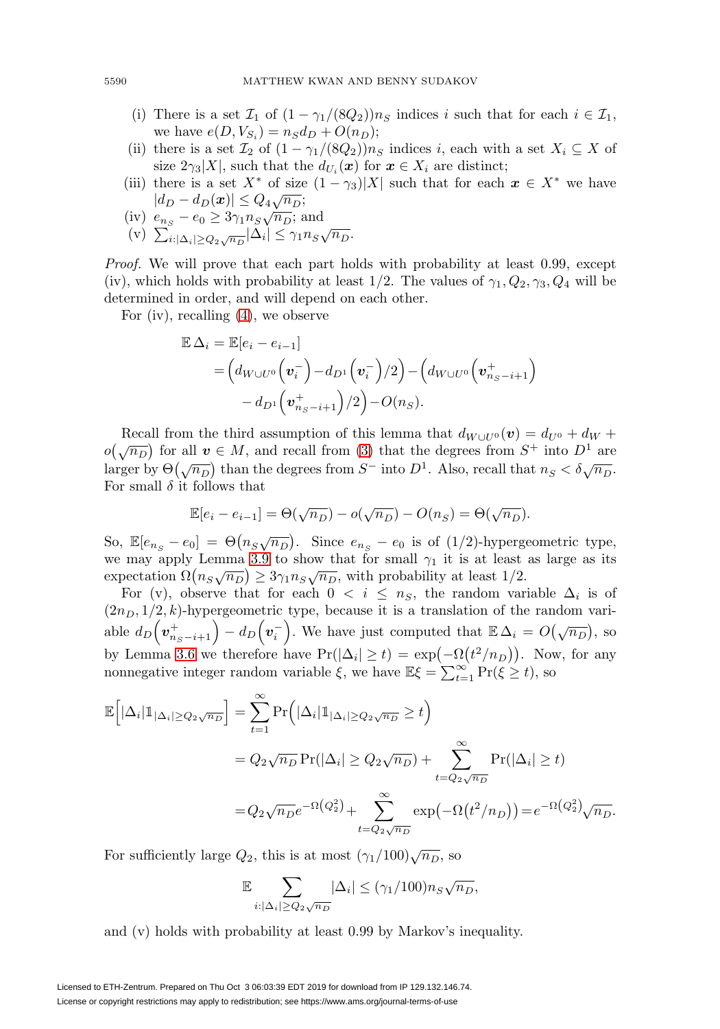(i) There is a set $\mathcal{I}_1$ of $(1-\gamma_1/(8Q_2))n_S$ indices $i$ such that for each $i \in \mathcal{I}_1$, we have $e(D, V_{S_i}) = n_S d_D + O(n_D)$;

(ii) there is a set $\mathcal{I}_2$ of $(1-\gamma_1/(8Q_2))n_S$ indices $i$, each with a set $X_i \subseteq X$ of size $2\gamma_3|X|$, such that the $d_{U_i}(\boldsymbol{x})$ for $\boldsymbol{x} \in X_i$ are distinct;

(iii) there is a set $X^*$ of size $(1-\gamma_3)|X|$ such that for each $\boldsymbol{x} \in X^*$ we have $|d_D - d_D(\boldsymbol{x})| \le Q_4\sqrt{n_D}$;

(iv) $e_{n_S} - e_0 \ge 3\gamma_1 n_S \sqrt{n_D}$; and

(v) $\sum_{i:|\Delta_i| \ge Q_2\sqrt{n_D}} |\Delta_i| \le \gamma_1 n_S \sqrt{n_D}$.

*Proof.* We will prove that each part holds with probability at least 0.99, except (iv), which holds with probability at least 1/2. The values of $\gamma_1, Q_2, \gamma_3, Q_4$ will be determined in order, and will depend on each other.

For (iv), recalling (4), we observe

$$
\begin{aligned}
\mathbb{E}\,\Delta_i &= \mathbb{E}[e_i - e_{i-1}] \\
&= \Big(d_{W\cup U^0}\Big(\boldsymbol{v}_i^-\Big) - d_{D^1}\Big(\boldsymbol{v}_i^-\Big)/2\Big) - \Big(d_{W\cup U^0}\Big(\boldsymbol{v}_{n_S-i+1}^+\Big) \\
&\qquad - d_{D^1}\Big(\boldsymbol{v}_{n_S-i+1}^+\Big)/2\Big) - O(n_S).
\end{aligned}
$$

Recall from the third assumption of this lemma that $d_{W\cup U^0}(\boldsymbol{v}) = d_{U^0} + d_W + o(\sqrt{n_D})$ for all $\boldsymbol{v} \in M$, and recall from (3) that the degrees from $S^+$ into $D^1$ are larger by $\Theta(\sqrt{n_D})$ than the degrees from $S^-$ into $D^1$. Also, recall that $n_S < \delta\sqrt{n_D}$. For small $\delta$ it follows that

$$
\mathbb{E}[e_i - e_{i-1}] = \Theta(\sqrt{n_D}) - o(\sqrt{n_D}) - O(n_S) = \Theta(\sqrt{n_D}).
$$

So, $\mathbb{E}[e_{n_S} - e_0] = \Theta(n_S\sqrt{n_D})$. Since $e_{n_S} - e_0$ is of $(1/2)$-hypergeometric type, we may apply Lemma 3.9 to show that for small $\gamma_1$ it is at least as large as its expectation $\Omega(n_S\sqrt{n_D}) \ge 3\gamma_1 n_S\sqrt{n_D}$, with probability at least 1/2.

For (v), observe that for each $0 < i \le n_S$, the random variable $\Delta_i$ is of $(2n_D, 1/2, k)$-hypergeometric type, because it is a translation of the random variable $d_D\Big(\boldsymbol{v}_{n_S-i+1}^+\Big) - d_D\Big(\boldsymbol{v}_i^-\Big)$. We have just computed that $\mathbb{E}\,\Delta_i = O(\sqrt{n_D})$, so by Lemma 3.6 we therefore have $\Pr(|\Delta_i| \ge t) = \exp(-\Omega(t^2/n_D))$. Now, for any nonnegative integer random variable $\xi$, we have $\mathbb{E}\xi = \sum_{t=1}^{\infty} \Pr(\xi \ge t)$, so

$$
\begin{aligned}
\mathbb{E}\Big[|\Delta_i|\mathbb{1}_{|\Delta_i| \ge Q_2\sqrt{n_D}}\Big] &= \sum_{t=1}^{\infty} \Pr\Big(|\Delta_i|\mathbb{1}_{|\Delta_i|\ge Q_2\sqrt{n_D}} \ge t\Big) \\
&= Q_2\sqrt{n_D}\Pr(|\Delta_i| \ge Q_2\sqrt{n_D}) + \sum_{t=Q_2\sqrt{n_D}}^{\infty} \Pr(|\Delta_i| \ge t) \\
&= Q_2\sqrt{n_D}e^{-\Omega(Q_2^2)} + \sum_{t=Q_2\sqrt{n_D}}^{\infty} \exp\big(-\Omega\big(t^2/n_D\big)\big) = e^{-\Omega(Q_2^2)}\sqrt{n_D}.
\end{aligned}
$$

For sufficiently large $Q_2$, this is at most $(\gamma_1/100)\sqrt{n_D}$, so

$$
\mathbb{E}\sum_{i:|\Delta_i| \ge Q_2\sqrt{n_D}} |\Delta_i| \le (\gamma_1/100)n_S\sqrt{n_D},
$$

and (v) holds with probability at least 0.99 by Markov's inequality.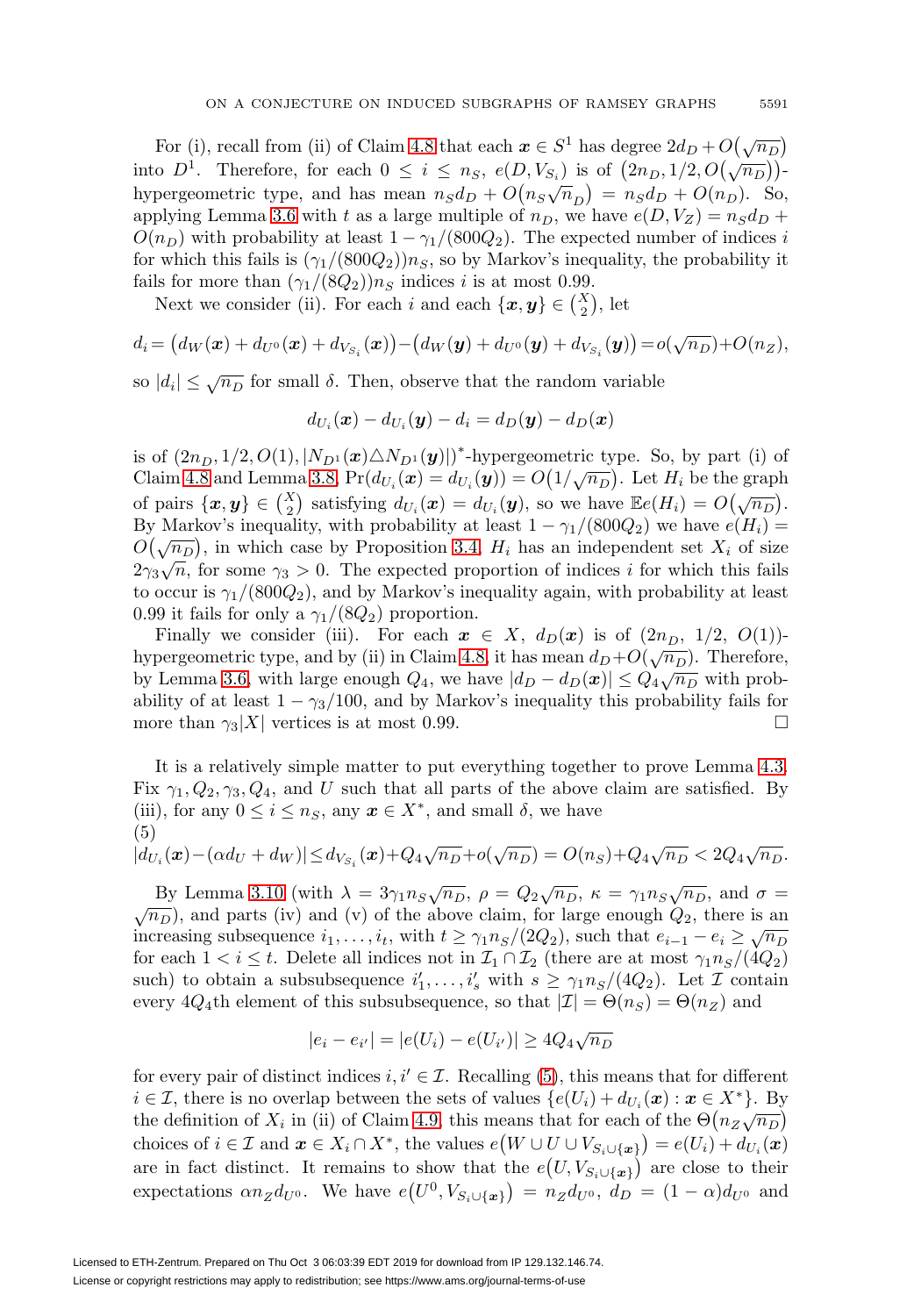For (i), recall from (ii) of Claim 4.8 that each $\boldsymbol{x} \in S^1$ has degree $2d_D + O(\sqrt{n_D})$ into $D^1$. Therefore, for each $0 \leq i \leq n_S$, $e(D, V_{S_i})$ is of $(2n_D, 1/2, O(\sqrt{n_D}))$-hypergeometric type, and has mean $n_S d_D + O(n_S \sqrt{n}_D) = n_S d_D + O(n_D)$. So, applying Lemma 3.6 with $t$ as a large multiple of $n_D$, we have $e(D, V_Z) = n_S d_D + O(n_D)$ with probability at least $1 - \gamma_1/(800Q_2)$. The expected number of indices $i$ for which this fails is $(\gamma_1/(800Q_2))n_S$, so by Markov's inequality, the probability it fails for more than $(\gamma_1/(8Q_2))n_S$ indices $i$ is at most 0.99.

Next we consider (ii). For each $i$ and each $\{\boldsymbol{x}, \boldsymbol{y}\} \in \binom{X}{2}$, let

$$d_i = \big(d_W(\boldsymbol{x}) + d_{U^0}(\boldsymbol{x}) + d_{V_{S_i}}(\boldsymbol{x})\big) - \big(d_W(\boldsymbol{y}) + d_{U^0}(\boldsymbol{y}) + d_{V_{S_i}}(\boldsymbol{y})\big) = o(\sqrt{n_D}) + O(n_Z),$$

so $|d_i| \leq \sqrt{n_D}$ for small $\delta$. Then, observe that the random variable

$$d_{U_i}(\boldsymbol{x}) - d_{U_i}(\boldsymbol{y}) - d_i = d_D(\boldsymbol{y}) - d_D(\boldsymbol{x})$$

is of $(2n_D, 1/2, O(1), |N_{D^1}(\boldsymbol{x}) \triangle N_{D^1}(\boldsymbol{y})|)^*$-hypergeometric type. So, by part (i) of Claim 4.8 and Lemma 3.8, $\Pr(d_{U_i}(\boldsymbol{x}) = d_{U_i}(\boldsymbol{y})) = O(1/\sqrt{n_D})$. Let $H_i$ be the graph of pairs $\{\boldsymbol{x}, \boldsymbol{y}\} \in \binom{X}{2}$ satisfying $d_{U_i}(\boldsymbol{x}) = d_{U_i}(\boldsymbol{y})$, so we have $\mathbb{E}e(H_i) = O(\sqrt{n_D})$. By Markov's inequality, with probability at least $1 - \gamma_1/(800Q_2)$ we have $e(H_i) = O(\sqrt{n_D})$, in which case by Proposition 3.4, $H_i$ has an independent set $X_i$ of size $2\gamma_3\sqrt{n}$, for some $\gamma_3 > 0$. The expected proportion of indices $i$ for which this fails to occur is $\gamma_1/(800Q_2)$, and by Markov's inequality again, with probability at least 0.99 it fails for only a $\gamma_1/(8Q_2)$ proportion.

Finally we consider (iii). For each $\boldsymbol{x} \in X$, $d_D(\boldsymbol{x})$ is of $(2n_D,\ 1/2,\ O(1))$-hypergeometric type, and by (ii) in Claim 4.8, it has mean $d_D + O(\sqrt{n_D})$. Therefore, by Lemma 3.6, with large enough $Q_4$, we have $|d_D - d_D(\boldsymbol{x})| \leq Q_4\sqrt{n_D}$ with probability of at least $1 - \gamma_3/100$, and by Markov's inequality this probability fails for more than $\gamma_3|X|$ vertices is at most 0.99. $\square$

It is a relatively simple matter to put everything together to prove Lemma 4.3. Fix $\gamma_1, Q_2, \gamma_3, Q_4$, and $U$ such that all parts of the above claim are satisfied. By (iii), for any $0 \leq i \leq n_S$, any $\boldsymbol{x} \in X^*$, and small $\delta$, we have

(5)
$$|d_{U_i}(\boldsymbol{x}) - (\alpha d_U + d_W)| \leq d_{V_{S_i}}(\boldsymbol{x}) + Q_4\sqrt{n_D} + o(\sqrt{n_D}) = O(n_S) + Q_4\sqrt{n_D} < 2Q_4\sqrt{n_D}.$$

By Lemma 3.10 (with $\lambda = 3\gamma_1 n_S\sqrt{n_D}$, $\rho = Q_2\sqrt{n_D}$, $\kappa = \gamma_1 n_S\sqrt{n_D}$, and $\sigma = \sqrt{n_D}$), and parts (iv) and (v) of the above claim, for large enough $Q_2$, there is an increasing subsequence $i_1, \ldots, i_t$, with $t \geq \gamma_1 n_S/(2Q_2)$, such that $e_{i-1} - e_i \geq \sqrt{n_D}$ for each $1 < i \leq t$. Delete all indices not in $\mathcal{I}_1 \cap \mathcal{I}_2$ (there are at most $\gamma_1 n_S/(4Q_2)$ such) to obtain a subsubsequence $i'_1, \ldots, i'_s$ with $s \geq \gamma_1 n_S/(4Q_2)$. Let $\mathcal{I}$ contain every $4Q_4$th element of this subsubsequence, so that $|\mathcal{I}| = \Theta(n_S) = \Theta(n_Z)$ and

$$|e_i - e_{i'}| = |e(U_i) - e(U_{i'})| \geq 4Q_4\sqrt{n_D}$$

for every pair of distinct indices $i, i' \in \mathcal{I}$. Recalling (5), this means that for different $i \in \mathcal{I}$, there is no overlap between the sets of values $\{e(U_i) + d_{U_i}(\boldsymbol{x}) : \boldsymbol{x} \in X^*\}$. By the definition of $X_i$ in (ii) of Claim 4.9, this means that for each of the $\Theta(n_Z\sqrt{n_D})$ choices of $i \in \mathcal{I}$ and $\boldsymbol{x} \in X_i \cap X^*$, the values $e(W \cup U \cup V_{S_i \cup \{\boldsymbol{x}\}}) = e(U_i) + d_{U_i}(\boldsymbol{x})$ are in fact distinct. It remains to show that the $e(U, V_{S_i \cup \{\boldsymbol{x}\}})$ are close to their expectations $\alpha n_Z d_{U^0}$. We have $e(U^0, V_{S_i \cup \{\boldsymbol{x}\}}) = n_Z d_{U^0}$, $d_D = (1-\alpha)d_{U^0}$ and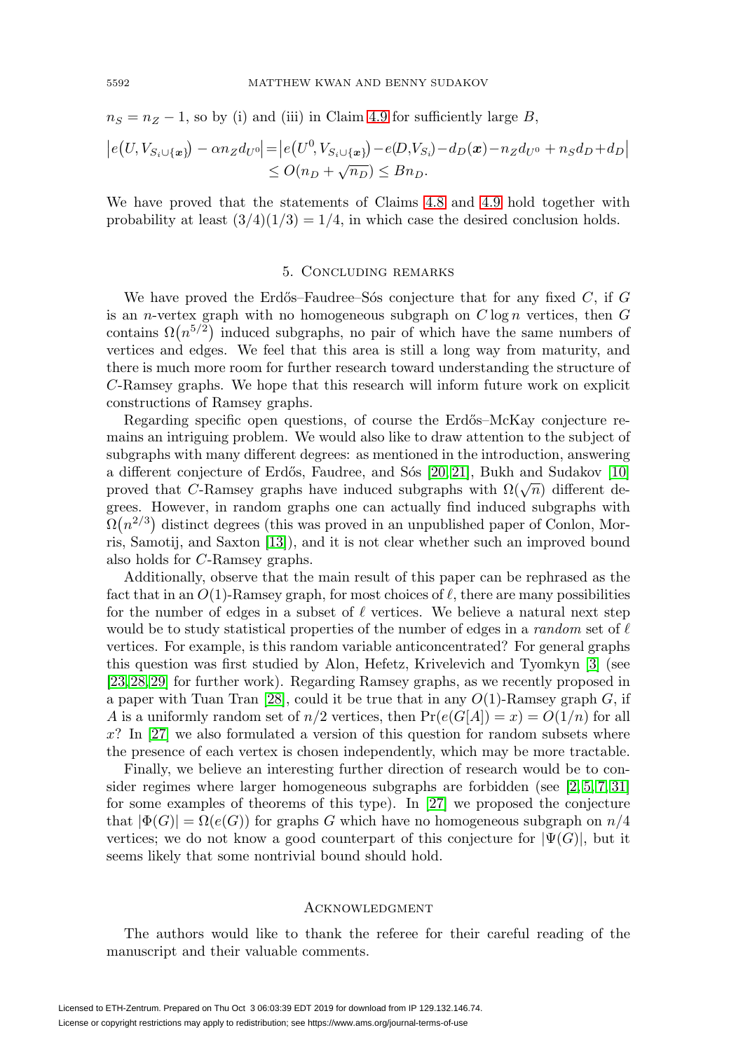$n_S = n_Z - 1$, so by (i) and (iii) in Claim 4.9 for sufficiently large $B$,

$$\begin{aligned}\left|e\left(U, V_{S_i \cup \{\boldsymbol{x}\}}\right) - \alpha n_Z d_{U^0}\right| &= \left|e\left(U^0, V_{S_i \cup \{\boldsymbol{x}\}}\right) - e(D, V_{S_i}) - d_D(\boldsymbol{x}) - n_Z d_{U^0} + n_S d_D + d_D\right| \\ &\leq O(n_D + \sqrt{n_D}) \leq B n_D.\end{aligned}$$

We have proved that the statements of Claims 4.8 and 4.9 hold together with probability at least $(3/4)(1/3) = 1/4$, in which case the desired conclusion holds.

## 5. Concluding remarks

We have proved the Erdős–Faudree–Sós conjecture that for any fixed $C$, if $G$ is an $n$-vertex graph with no homogeneous subgraph on $C \log n$ vertices, then $G$ contains $\Omega\left(n^{5/2}\right)$ induced subgraphs, no pair of which have the same numbers of vertices and edges. We feel that this area is still a long way from maturity, and there is much more room for further research toward understanding the structure of $C$-Ramsey graphs. We hope that this research will inform future work on explicit constructions of Ramsey graphs.

Regarding specific open questions, of course the Erdős–McKay conjecture remains an intriguing problem. We would also like to draw attention to the subject of subgraphs with many different degrees: as mentioned in the introduction, answering a different conjecture of Erdős, Faudree, and Sós [20, 21], Bukh and Sudakov [10] proved that $C$-Ramsey graphs have induced subgraphs with $\Omega(\sqrt{n})$ different degrees. However, in random graphs one can actually find induced subgraphs with $\Omega\left(n^{2/3}\right)$ distinct degrees (this was proved in an unpublished paper of Conlon, Morris, Samotij, and Saxton [13]), and it is not clear whether such an improved bound also holds for $C$-Ramsey graphs.

Additionally, observe that the main result of this paper can be rephrased as the fact that in an $O(1)$-Ramsey graph, for most choices of $\ell$, there are many possibilities for the number of edges in a subset of $\ell$ vertices. We believe a natural next step would be to study statistical properties of the number of edges in a *random* set of $\ell$ vertices. For example, is this random variable anticoncentrated? For general graphs this question was first studied by Alon, Hefetz, Krivelevich and Tyomkyn [3] (see [23, 28, 29] for further work). Regarding Ramsey graphs, as we recently proposed in a paper with Tuan Tran [28], could it be true that in any $O(1)$-Ramsey graph $G$, if $A$ is a uniformly random set of $n/2$ vertices, then $\Pr(e(G[A]) = x) = O(1/n)$ for all $x$? In [27] we also formulated a version of this question for random subsets where the presence of each vertex is chosen independently, which may be more tractable.

Finally, we believe an interesting further direction of research would be to consider regimes where larger homogeneous subgraphs are forbidden (see [2, 5, 7, 31] for some examples of theorems of this type). In [27] we proposed the conjecture that $|\Phi(G)| = \Omega(e(G))$ for graphs $G$ which have no homogeneous subgraph on $n/4$ vertices; we do not know a good counterpart of this conjecture for $|\Psi(G)|$, but it seems likely that some nontrivial bound should hold.

## Acknowledgment

The authors would like to thank the referee for their careful reading of the manuscript and their valuable comments.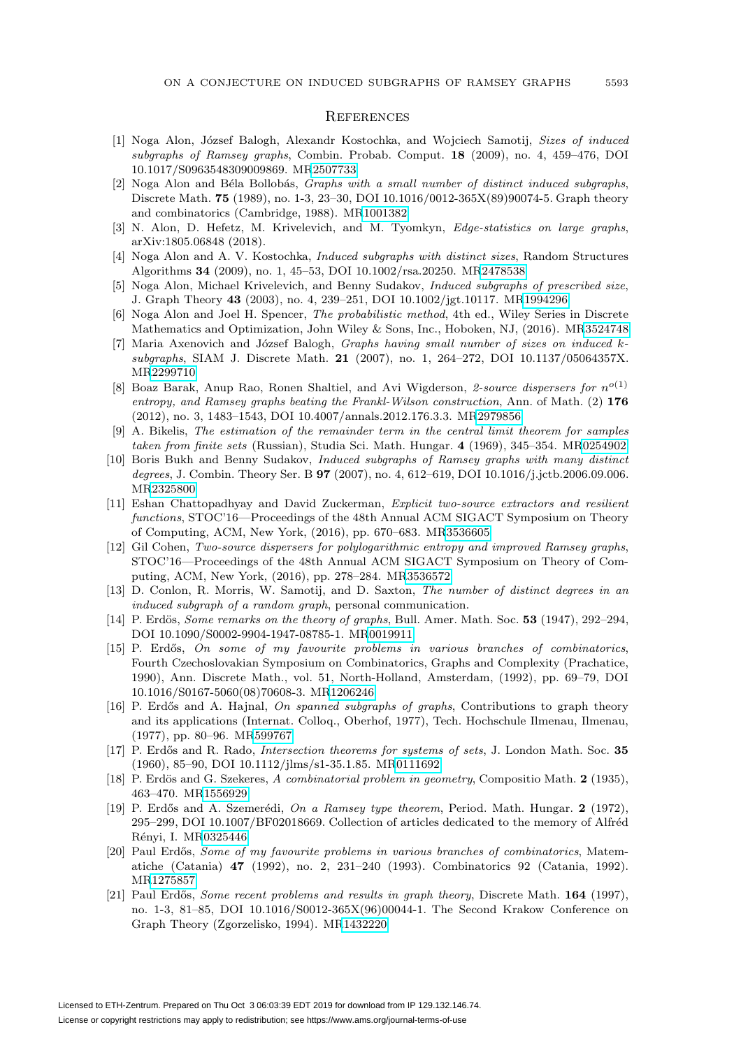## References

[1] Noga Alon, József Balogh, Alexandr Kostochka, and Wojciech Samotij, *Sizes of induced subgraphs of Ramsey graphs*, Combin. Probab. Comput. **18** (2009), no. 4, 459–476, DOI 10.1017/S0963548309009869. MR2507733

[2] Noga Alon and Béla Bollobás, *Graphs with a small number of distinct induced subgraphs*, Discrete Math. **75** (1989), no. 1-3, 23–30, DOI 10.1016/0012-365X(89)90074-5. Graph theory and combinatorics (Cambridge, 1988). MR1001382

[3] N. Alon, D. Hefetz, M. Krivelevich, and M. Tyomkyn, *Edge-statistics on large graphs*, arXiv:1805.06848 (2018).

[4] Noga Alon and A. V. Kostochka, *Induced subgraphs with distinct sizes*, Random Structures Algorithms **34** (2009), no. 1, 45–53, DOI 10.1002/rsa.20250. MR2478538

[5] Noga Alon, Michael Krivelevich, and Benny Sudakov, *Induced subgraphs of prescribed size*, J. Graph Theory **43** (2003), no. 4, 239–251, DOI 10.1002/jgt.10117. MR1994296

[6] Noga Alon and Joel H. Spencer, *The probabilistic method*, 4th ed., Wiley Series in Discrete Mathematics and Optimization, John Wiley & Sons, Inc., Hoboken, NJ, (2016). MR3524748

[7] Maria Axenovich and József Balogh, *Graphs having small number of sizes on induced $k$-subgraphs*, SIAM J. Discrete Math. **21** (2007), no. 1, 264–272, DOI 10.1137/05064357X. MR2299710

[8] Boaz Barak, Anup Rao, Ronen Shaltiel, and Avi Wigderson, *2-source dispersers for $n^{o(1)}$ entropy, and Ramsey graphs beating the Frankl-Wilson construction*, Ann. of Math. (2) **176** (2012), no. 3, 1483–1543, DOI 10.4007/annals.2012.176.3.3. MR2979856

[9] A. Bikelis, *The estimation of the remainder term in the central limit theorem for samples taken from finite sets* (Russian), Studia Sci. Math. Hungar. **4** (1969), 345–354. MR0254902

[10] Boris Bukh and Benny Sudakov, *Induced subgraphs of Ramsey graphs with many distinct degrees*, J. Combin. Theory Ser. B **97** (2007), no. 4, 612–619, DOI 10.1016/j.jctb.2006.09.006. MR2325800

[11] Eshan Chattopadhyay and David Zuckerman, *Explicit two-source extractors and resilient functions*, STOC'16—Proceedings of the 48th Annual ACM SIGACT Symposium on Theory of Computing, ACM, New York, (2016), pp. 670–683. MR3536605

[12] Gil Cohen, *Two-source dispersers for polylogarithmic entropy and improved Ramsey graphs*, STOC'16—Proceedings of the 48th Annual ACM SIGACT Symposium on Theory of Computing, ACM, New York, (2016), pp. 278–284. MR3536572

[13] D. Conlon, R. Morris, W. Samotij, and D. Saxton, *The number of distinct degrees in an induced subgraph of a random graph*, personal communication.

[14] P. Erdös, *Some remarks on the theory of graphs*, Bull. Amer. Math. Soc. **53** (1947), 292–294, DOI 10.1090/S0002-9904-1947-08785-1. MR0019911

[15] P. Erdős, *On some of my favourite problems in various branches of combinatorics*, Fourth Czechoslovakian Symposium on Combinatorics, Graphs and Complexity (Prachatice, 1990), Ann. Discrete Math., vol. 51, North-Holland, Amsterdam, (1992), pp. 69–79, DOI 10.1016/S0167-5060(08)70608-3. MR1206246

[16] P. Erdős and A. Hajnal, *On spanned subgraphs of graphs*, Contributions to graph theory and its applications (Internat. Colloq., Oberhof, 1977), Tech. Hochschule Ilmenau, Ilmenau, (1977), pp. 80–96. MR599767

[17] P. Erdős and R. Rado, *Intersection theorems for systems of sets*, J. London Math. Soc. **35** (1960), 85–90, DOI 10.1112/jlms/s1-35.1.85. MR0111692

[18] P. Erdös and G. Szekeres, *A combinatorial problem in geometry*, Compositio Math. **2** (1935), 463–470. MR1556929

[19] P. Erdős and A. Szemerédi, *On a Ramsey type theorem*, Period. Math. Hungar. **2** (1972), 295–299, DOI 10.1007/BF02018669. Collection of articles dedicated to the memory of Alfréd Rényi, I. MR0325446

[20] Paul Erdős, *Some of my favourite problems in various branches of combinatorics*, Matematiche (Catania) **47** (1992), no. 2, 231–240 (1993). Combinatorics 92 (Catania, 1992). MR1275857

[21] Paul Erdős, *Some recent problems and results in graph theory*, Discrete Math. **164** (1997), no. 1-3, 81–85, DOI 10.1016/S0012-365X(96)00044-1. The Second Krakow Conference on Graph Theory (Zgorzelisko, 1994). MR1432220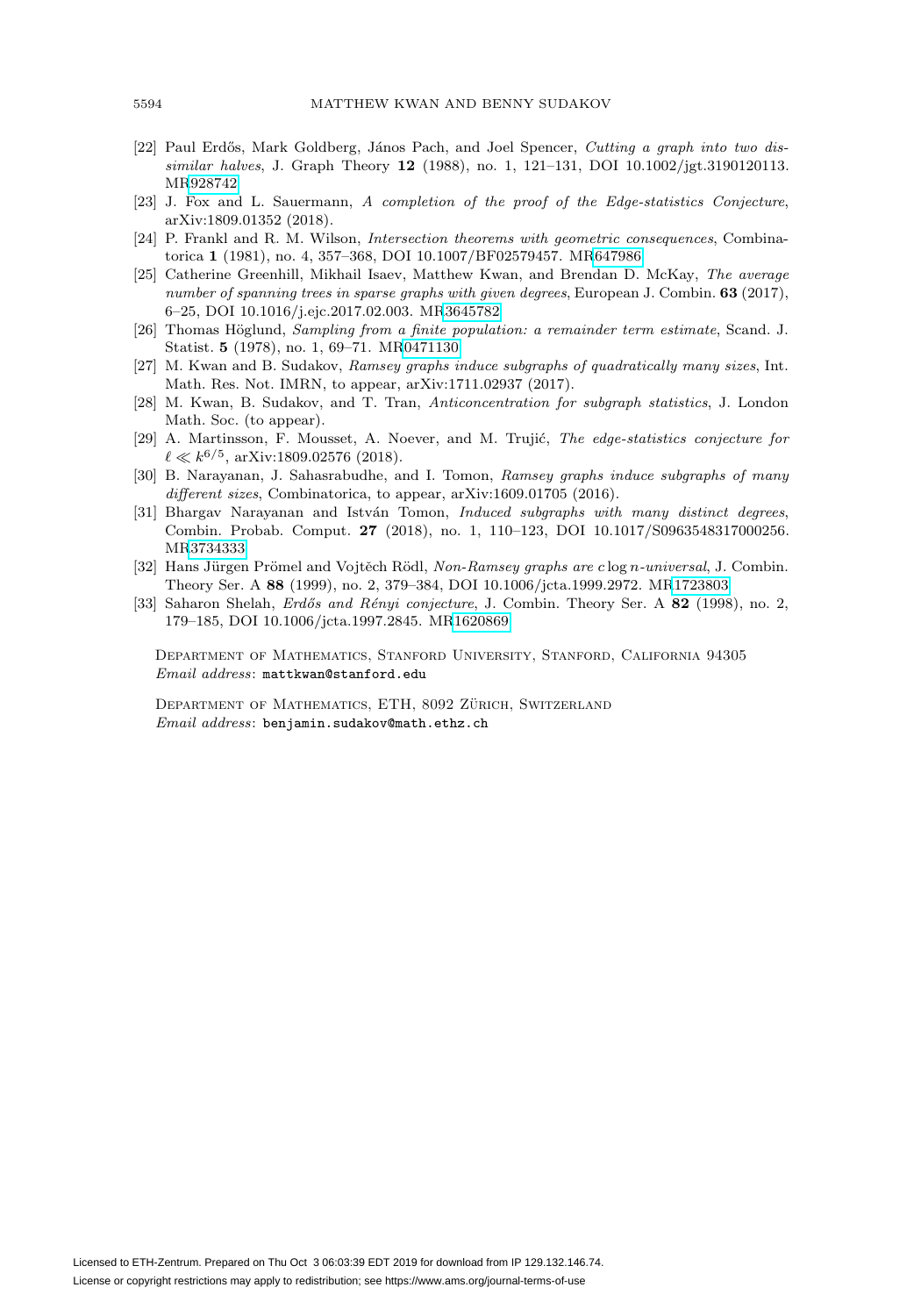[22] Paul Erdős, Mark Goldberg, János Pach, and Joel Spencer, *Cutting a graph into two dissimilar halves*, J. Graph Theory **12** (1988), no. 1, 121–131, DOI 10.1002/jgt.3190120113. MR928742

[23] J. Fox and L. Sauermann, *A completion of the proof of the Edge-statistics Conjecture*, arXiv:1809.01352 (2018).

[24] P. Frankl and R. M. Wilson, *Intersection theorems with geometric consequences*, Combinatorica **1** (1981), no. 4, 357–368, DOI 10.1007/BF02579457. MR647986

[25] Catherine Greenhill, Mikhail Isaev, Matthew Kwan, and Brendan D. McKay, *The average number of spanning trees in sparse graphs with given degrees*, European J. Combin. **63** (2017), 6–25, DOI 10.1016/j.ejc.2017.02.003. MR3645782

[26] Thomas Höglund, *Sampling from a finite population: a remainder term estimate*, Scand. J. Statist. **5** (1978), no. 1, 69–71. MR0471130

[27] M. Kwan and B. Sudakov, *Ramsey graphs induce subgraphs of quadratically many sizes*, Int. Math. Res. Not. IMRN, to appear, arXiv:1711.02937 (2017).

[28] M. Kwan, B. Sudakov, and T. Tran, *Anticoncentration for subgraph statistics*, J. London Math. Soc. (to appear).

[29] A. Martinsson, F. Mousset, A. Noever, and M. Trujić, *The edge-statistics conjecture for $\ell \ll k^{6/5}$*, arXiv:1809.02576 (2018).

[30] B. Narayanan, J. Sahasrabudhe, and I. Tomon, *Ramsey graphs induce subgraphs of many different sizes*, Combinatorica, to appear, arXiv:1609.01705 (2016).

[31] Bhargav Narayanan and István Tomon, *Induced subgraphs with many distinct degrees*, Combin. Probab. Comput. **27** (2018), no. 1, 110–123, DOI 10.1017/S0963548317000256. MR3734333

[32] Hans Jürgen Prömel and Vojtěch Rödl, *Non-Ramsey graphs are $c \log n$-universal*, J. Combin. Theory Ser. A **88** (1999), no. 2, 379–384, DOI 10.1006/jcta.1999.2972. MR1723803

[33] Saharon Shelah, *Erdős and Rényi conjecture*, J. Combin. Theory Ser. A **82** (1998), no. 2, 179–185, DOI 10.1006/jcta.1997.2845. MR1620869

Department of Mathematics, Stanford University, Stanford, California 94305
*Email address*: mattkwan@stanford.edu

Department of Mathematics, ETH, 8092 Zürich, Switzerland
*Email address*: benjamin.sudakov@math.ethz.ch